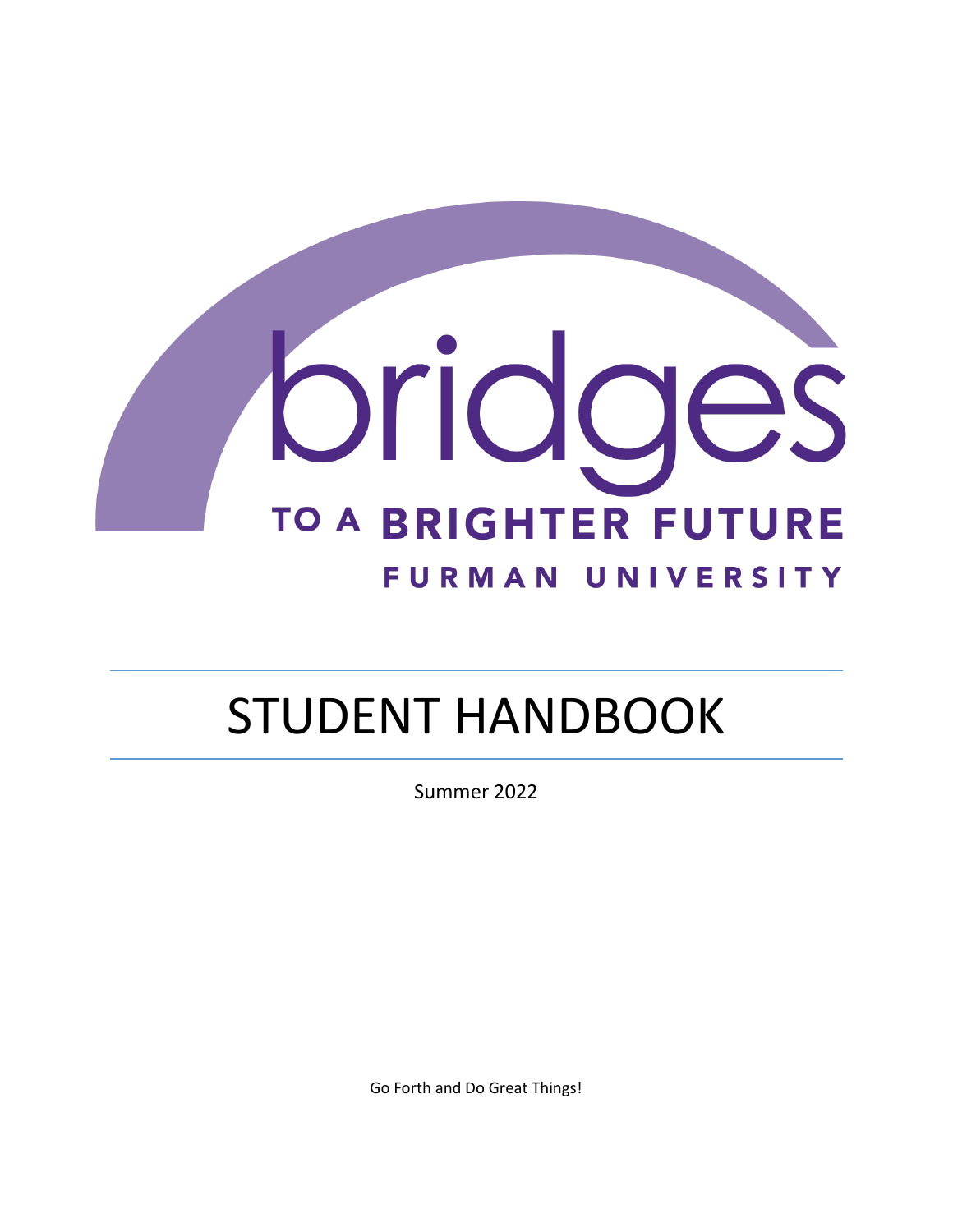# bridges

## TO A BRIGHTER FUTURE

### FURMAN UNIVERSITY

# STUDENT HANDBOOK

Summer 2022

Go Forth and Do Great Things!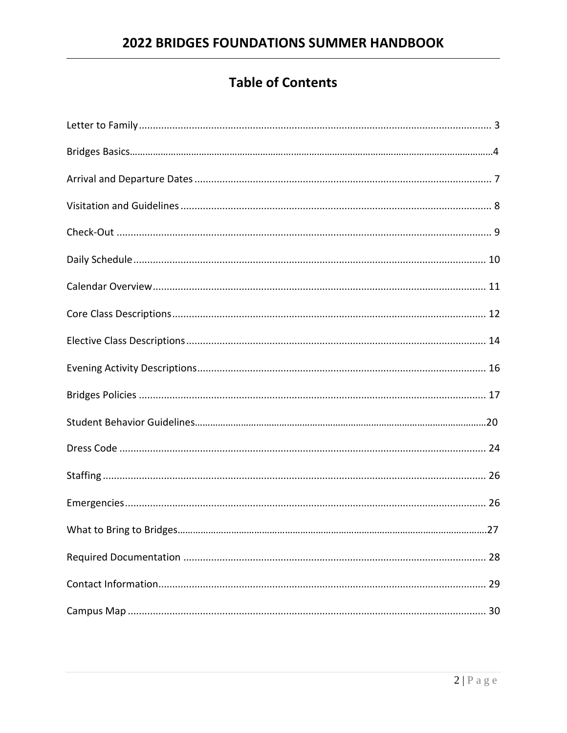# Table of Contents

Letter to Family.......... 3

Bridges Basics.......... 4

Arrival and Departure Dates.......... 7

Visitation and Guidelines.......... 8

Check-Out.......... 9

Daily Schedule.......... 10

Calendar Overview.......... 11

Core Class Descriptions.......... 12

Elective Class Descriptions.......... 14

Evening Activity Descriptions.......... 16

Bridges Policies.......... 17

Student Behavior Guidelines.......... 20

Dress Code.......... 24

Staffing.......... 26

Emergencies.......... 26

What to Bring to Bridges.......... 27

Required Documentation.......... 28

Contact Information.......... 29

Campus Map.......... 30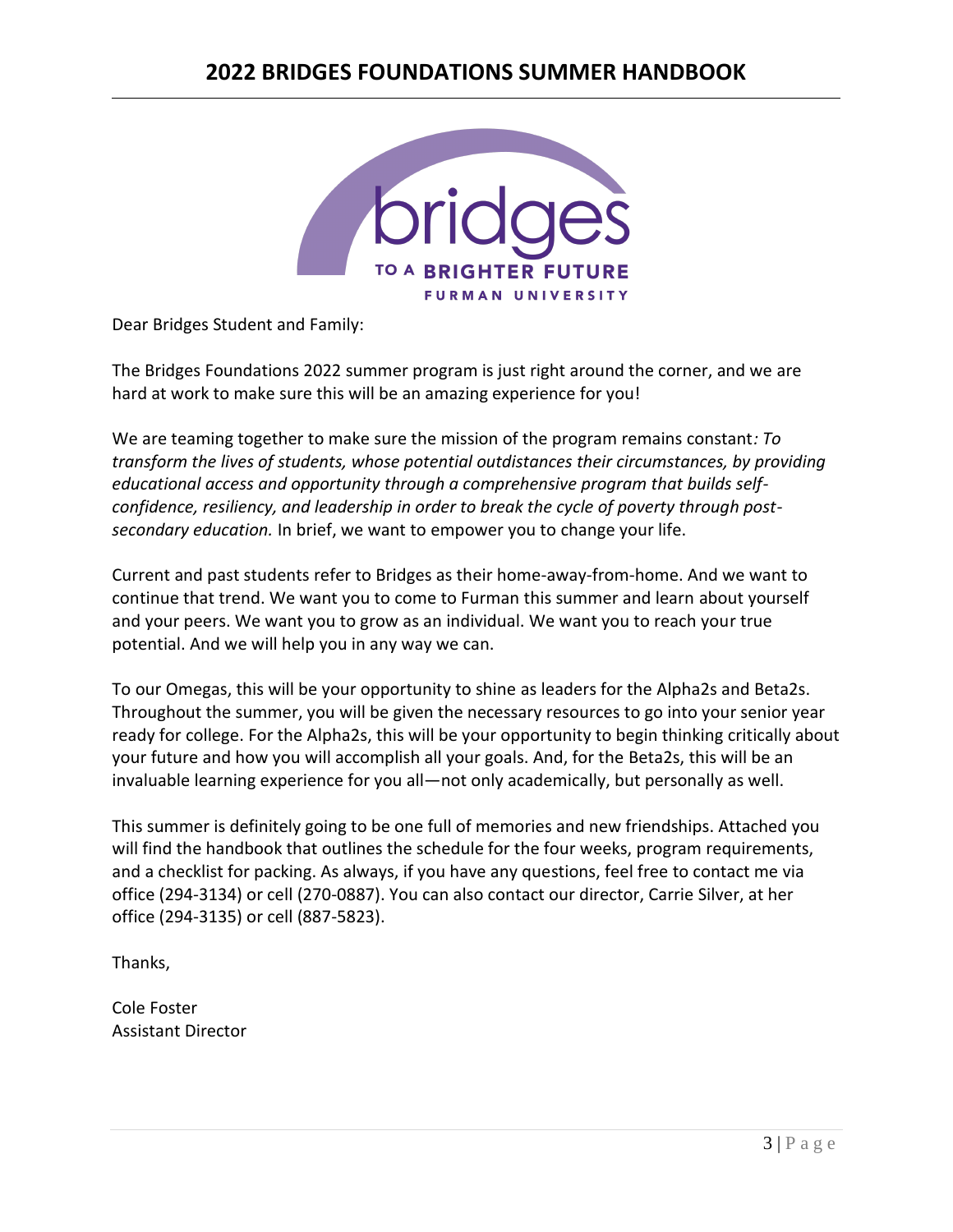Dear Bridges Student and Family:

The Bridges Foundations 2022 summer program is just right around the corner, and we are hard at work to make sure this will be an amazing experience for you!

We are teaming together to make sure the mission of the program remains constant*: To transform the lives of students, whose potential outdistances their circumstances, by providing educational access and opportunity through a comprehensive program that builds self-confidence, resiliency, and leadership in order to break the cycle of poverty through post-secondary education.* In brief, we want to empower you to change your life.

Current and past students refer to Bridges as their home-away-from-home. And we want to continue that trend. We want you to come to Furman this summer and learn about yourself and your peers. We want you to grow as an individual. We want you to reach your true potential. And we will help you in any way we can.

To our Omegas, this will be your opportunity to shine as leaders for the Alpha2s and Beta2s. Throughout the summer, you will be given the necessary resources to go into your senior year ready for college. For the Alpha2s, this will be your opportunity to begin thinking critically about your future and how you will accomplish all your goals. And, for the Beta2s, this will be an invaluable learning experience for you all—not only academically, but personally as well.

This summer is definitely going to be one full of memories and new friendships. Attached you will find the handbook that outlines the schedule for the four weeks, program requirements, and a checklist for packing. As always, if you have any questions, feel free to contact me via office (294-3134) or cell (270-0887). You can also contact our director, Carrie Silver, at her office (294-3135) or cell (887-5823).

Thanks,

Cole Foster
Assistant Director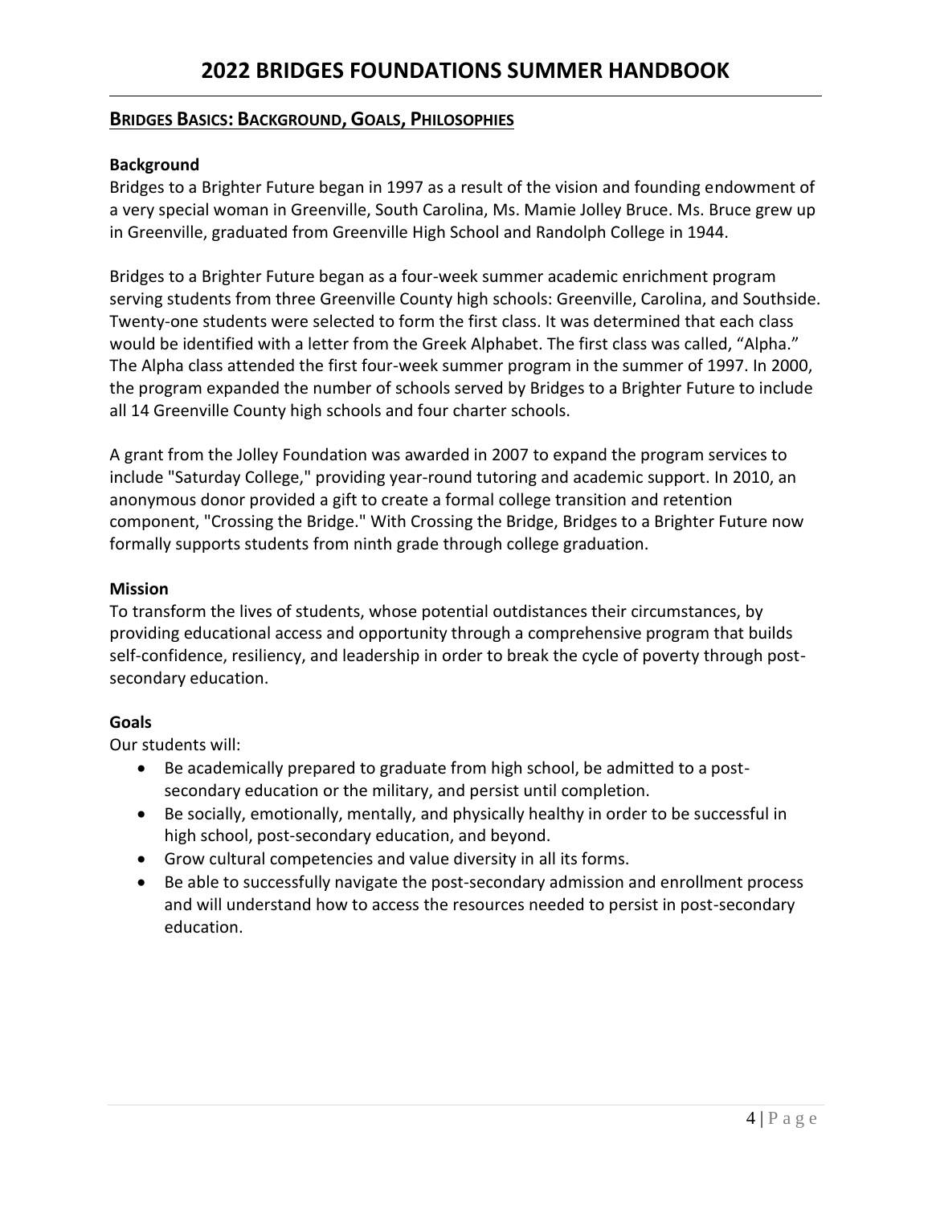## BRIDGES BASICS: BACKGROUND, GOALS, PHILOSOPHIES

### Background

Bridges to a Brighter Future began in 1997 as a result of the vision and founding endowment of a very special woman in Greenville, South Carolina, Ms. Mamie Jolley Bruce. Ms. Bruce grew up in Greenville, graduated from Greenville High School and Randolph College in 1944.

Bridges to a Brighter Future began as a four-week summer academic enrichment program serving students from three Greenville County high schools: Greenville, Carolina, and Southside. Twenty-one students were selected to form the first class. It was determined that each class would be identified with a letter from the Greek Alphabet. The first class was called, "Alpha." The Alpha class attended the first four-week summer program in the summer of 1997. In 2000, the program expanded the number of schools served by Bridges to a Brighter Future to include all 14 Greenville County high schools and four charter schools.

A grant from the Jolley Foundation was awarded in 2007 to expand the program services to include "Saturday College," providing year-round tutoring and academic support. In 2010, an anonymous donor provided a gift to create a formal college transition and retention component, "Crossing the Bridge." With Crossing the Bridge, Bridges to a Brighter Future now formally supports students from ninth grade through college graduation.

### Mission

To transform the lives of students, whose potential outdistances their circumstances, by providing educational access and opportunity through a comprehensive program that builds self-confidence, resiliency, and leadership in order to break the cycle of poverty through post-secondary education.

### Goals

Our students will:

- Be academically prepared to graduate from high school, be admitted to a post-secondary education or the military, and persist until completion.
- Be socially, emotionally, mentally, and physically healthy in order to be successful in high school, post-secondary education, and beyond.
- Grow cultural competencies and value diversity in all its forms.
- Be able to successfully navigate the post-secondary admission and enrollment process and will understand how to access the resources needed to persist in post-secondary education.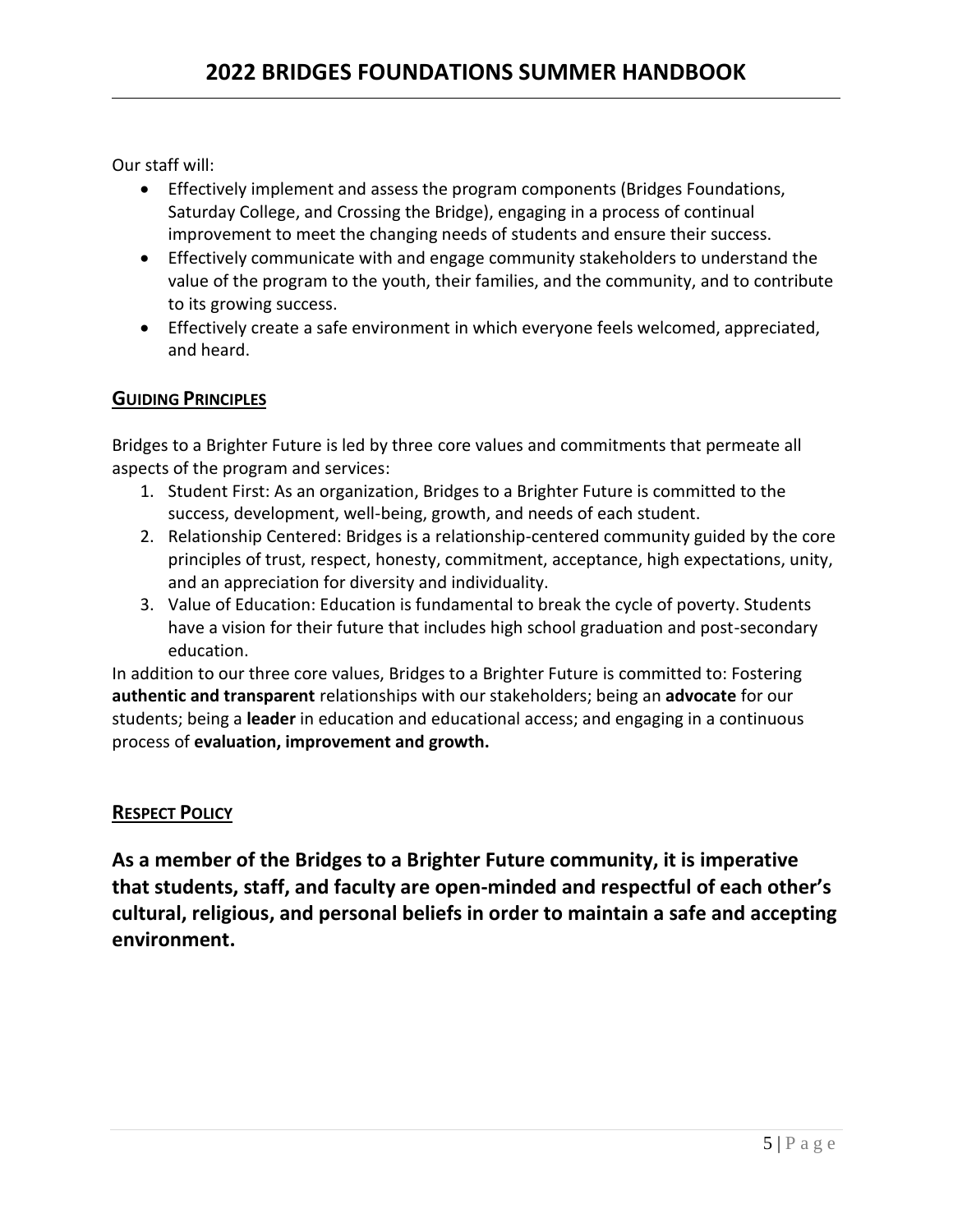Our staff will:

- Effectively implement and assess the program components (Bridges Foundations, Saturday College, and Crossing the Bridge), engaging in a process of continual improvement to meet the changing needs of students and ensure their success.
- Effectively communicate with and engage community stakeholders to understand the value of the program to the youth, their families, and the community, and to contribute to its growing success.
- Effectively create a safe environment in which everyone feels welcomed, appreciated, and heard.

## GUIDING PRINCIPLES

Bridges to a Brighter Future is led by three core values and commitments that permeate all aspects of the program and services:

1. Student First: As an organization, Bridges to a Brighter Future is committed to the success, development, well-being, growth, and needs of each student.
2. Relationship Centered: Bridges is a relationship-centered community guided by the core principles of trust, respect, honesty, commitment, acceptance, high expectations, unity, and an appreciation for diversity and individuality.
3. Value of Education: Education is fundamental to break the cycle of poverty. Students have a vision for their future that includes high school graduation and post-secondary education.

In addition to our three core values, Bridges to a Brighter Future is committed to: Fostering **authentic and transparent** relationships with our stakeholders; being an **advocate** for our students; being a **leader** in education and educational access; and engaging in a continuous process of **evaluation, improvement and growth.**

## RESPECT POLICY

**As a member of the Bridges to a Brighter Future community, it is imperative that students, staff, and faculty are open-minded and respectful of each other's cultural, religious, and personal beliefs in order to maintain a safe and accepting environment.**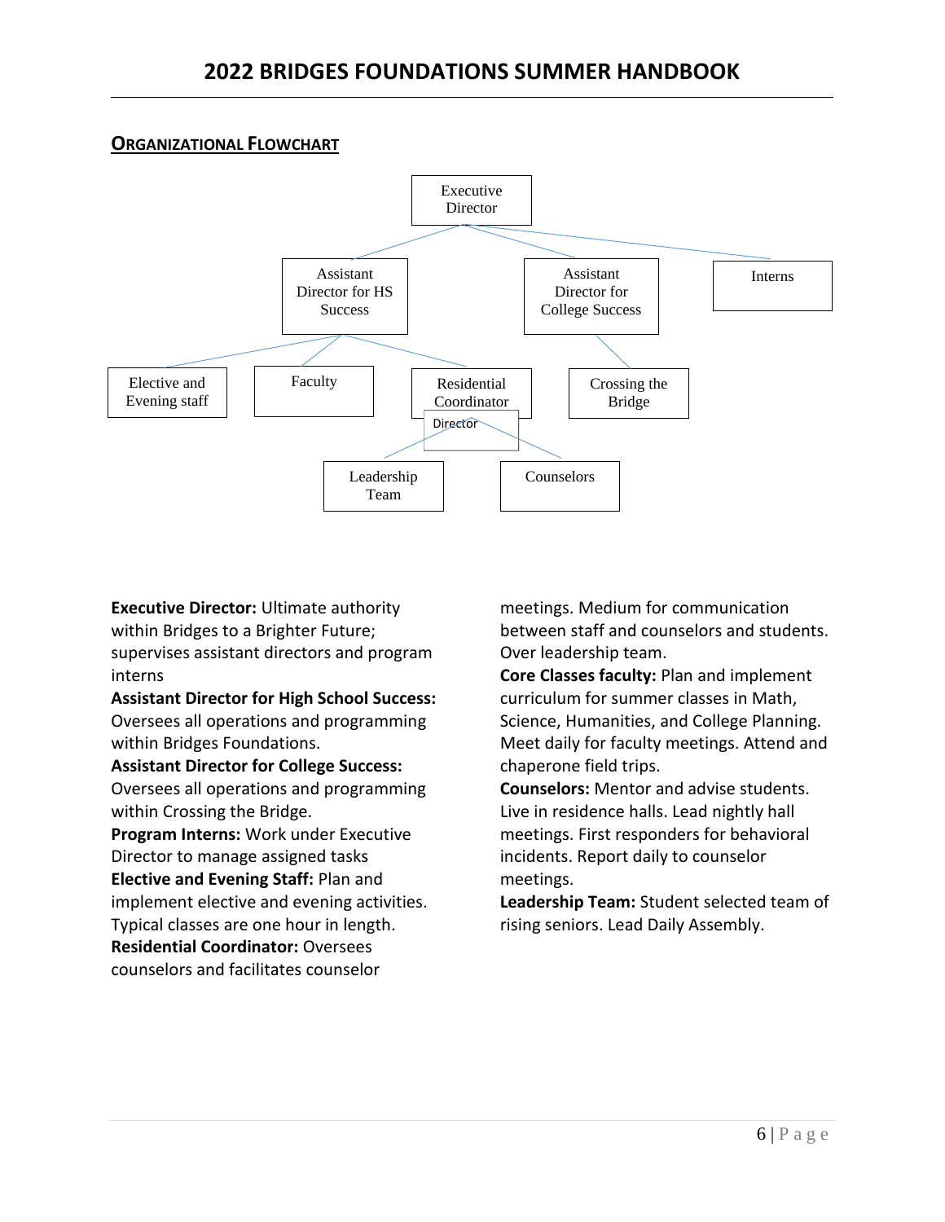## Organizational Flowchart

- Executive Director
  - Assistant Director for HS Success
    - Elective and Evening staff
    - Faculty
    - Residential Coordinator Director
      - Leadership Team
      - Counselors
  - Assistant Director for College Success
    - Crossing the Bridge
  - Interns

**Executive Director:** Ultimate authority within Bridges to a Brighter Future; supervises assistant directors and program interns

**Assistant Director for High School Success:** Oversees all operations and programming within Bridges Foundations.

**Assistant Director for College Success:** Oversees all operations and programming within Crossing the Bridge.

**Program Interns:** Work under Executive Director to manage assigned tasks

**Elective and Evening Staff:** Plan and implement elective and evening activities. Typical classes are one hour in length.

**Residential Coordinator:** Oversees counselors and facilitates counselor meetings. Medium for communication between staff and counselors and students. Over leadership team.

**Core Classes faculty:** Plan and implement curriculum for summer classes in Math, Science, Humanities, and College Planning. Meet daily for faculty meetings. Attend and chaperone field trips.

**Counselors:** Mentor and advise students. Live in residence halls. Lead nightly hall meetings. First responders for behavioral incidents. Report daily to counselor meetings.

**Leadership Team:** Student selected team of rising seniors. Lead Daily Assembly.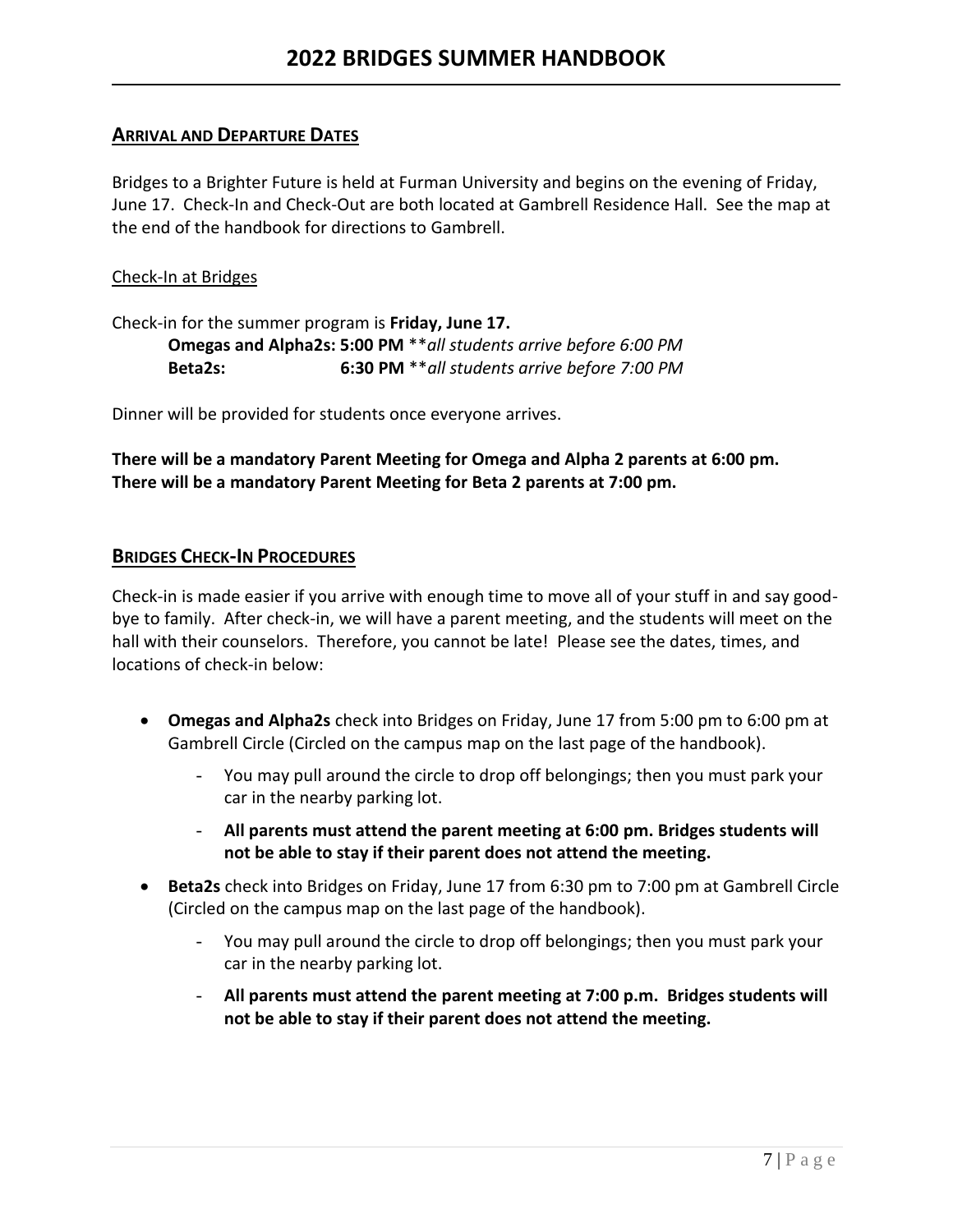## ARRIVAL AND DEPARTURE DATES

Bridges to a Brighter Future is held at Furman University and begins on the evening of Friday, June 17. Check-In and Check-Out are both located at Gambrell Residence Hall. See the map at the end of the handbook for directions to Gambrell.

### Check-In at Bridges

Check-in for the summer program is **Friday, June 17.**

**Omegas and Alpha2s: 5:00 PM** ***all students arrive before 6:00 PM*

**Beta2s: 6:30 PM** ***all students arrive before 7:00 PM*

Dinner will be provided for students once everyone arrives.

**There will be a mandatory Parent Meeting for Omega and Alpha 2 parents at 6:00 pm.**
**There will be a mandatory Parent Meeting for Beta 2 parents at 7:00 pm.**

## BRIDGES CHECK-IN PROCEDURES

Check-in is made easier if you arrive with enough time to move all of your stuff in and say good-bye to family. After check-in, we will have a parent meeting, and the students will meet on the hall with their counselors. Therefore, you cannot be late! Please see the dates, times, and locations of check-in below:

- **Omegas and Alpha2s** check into Bridges on Friday, June 17 from 5:00 pm to 6:00 pm at Gambrell Circle (Circled on the campus map on the last page of the handbook).
  - You may pull around the circle to drop off belongings; then you must park your car in the nearby parking lot.
  - **All parents must attend the parent meeting at 6:00 pm. Bridges students will not be able to stay if their parent does not attend the meeting.**
- **Beta2s** check into Bridges on Friday, June 17 from 6:30 pm to 7:00 pm at Gambrell Circle (Circled on the campus map on the last page of the handbook).
  - You may pull around the circle to drop off belongings; then you must park your car in the nearby parking lot.
  - **All parents must attend the parent meeting at 7:00 p.m. Bridges students will not be able to stay if their parent does not attend the meeting.**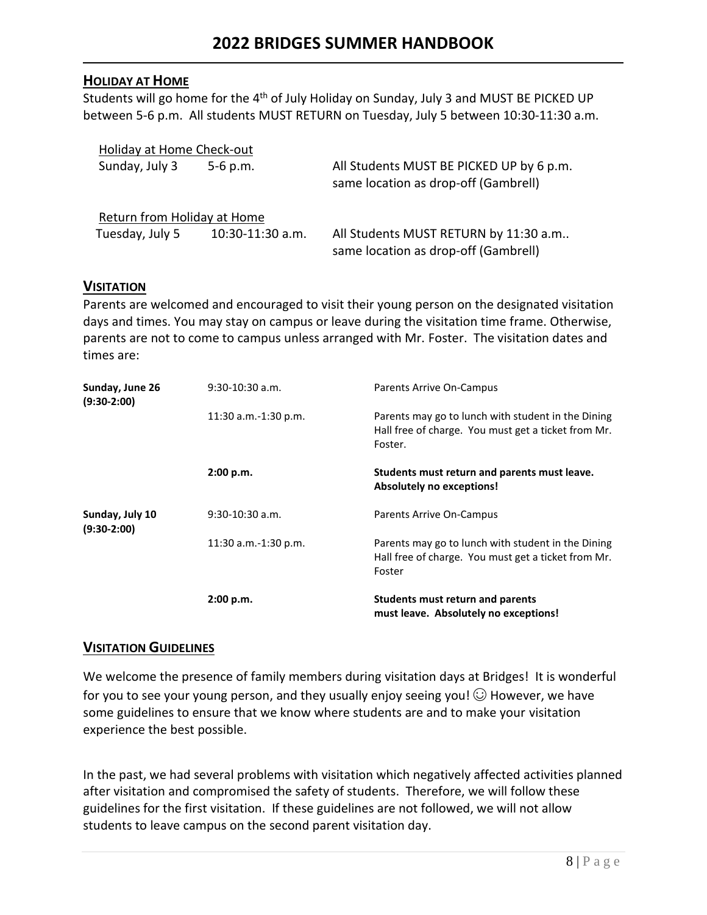## HOLIDAY AT HOME

Students will go home for the 4th of July Holiday on Sunday, July 3 and MUST BE PICKED UP between 5-6 p.m. All students MUST RETURN on Tuesday, July 5 between 10:30-11:30 a.m.

| Holiday at Home Check-out | | |
|---|---|---|
| Sunday, July 3 | 5-6 p.m. | All Students MUST BE PICKED UP by 6 p.m. same location as drop-off (Gambrell) |

| Return from Holiday at Home | | |
|---|---|---|
| Tuesday, July 5 | 10:30-11:30 a.m. | All Students MUST RETURN by 11:30 a.m.. same location as drop-off (Gambrell) |

## VISITATION

Parents are welcomed and encouraged to visit their young person on the designated visitation days and times. You may stay on campus or leave during the visitation time frame. Otherwise, parents are not to come to campus unless arranged with Mr. Foster. The visitation dates and times are:

| | | |
|---|---|---|
| **Sunday, June 26 (9:30-2:00)** | 9:30-10:30 a.m. | Parents Arrive On-Campus |
| | 11:30 a.m.-1:30 p.m. | Parents may go to lunch with student in the Dining Hall free of charge. You must get a ticket from Mr. Foster. |
| | **2:00 p.m.** | **Students must return and parents must leave. Absolutely no exceptions!** |
| **Sunday, July 10 (9:30-2:00)** | 9:30-10:30 a.m. | Parents Arrive On-Campus |
| | 11:30 a.m.-1:30 p.m. | Parents may go to lunch with student in the Dining Hall free of charge. You must get a ticket from Mr. Foster |
| | **2:00 p.m.** | **Students must return and parents must leave. Absolutely no exceptions!** |

## VISITATION GUIDELINES

We welcome the presence of family members during visitation days at Bridges! It is wonderful for you to see your young person, and they usually enjoy seeing you! ☺ However, we have some guidelines to ensure that we know where students are and to make your visitation experience the best possible.

In the past, we had several problems with visitation which negatively affected activities planned after visitation and compromised the safety of students. Therefore, we will follow these guidelines for the first visitation. If these guidelines are not followed, we will not allow students to leave campus on the second parent visitation day.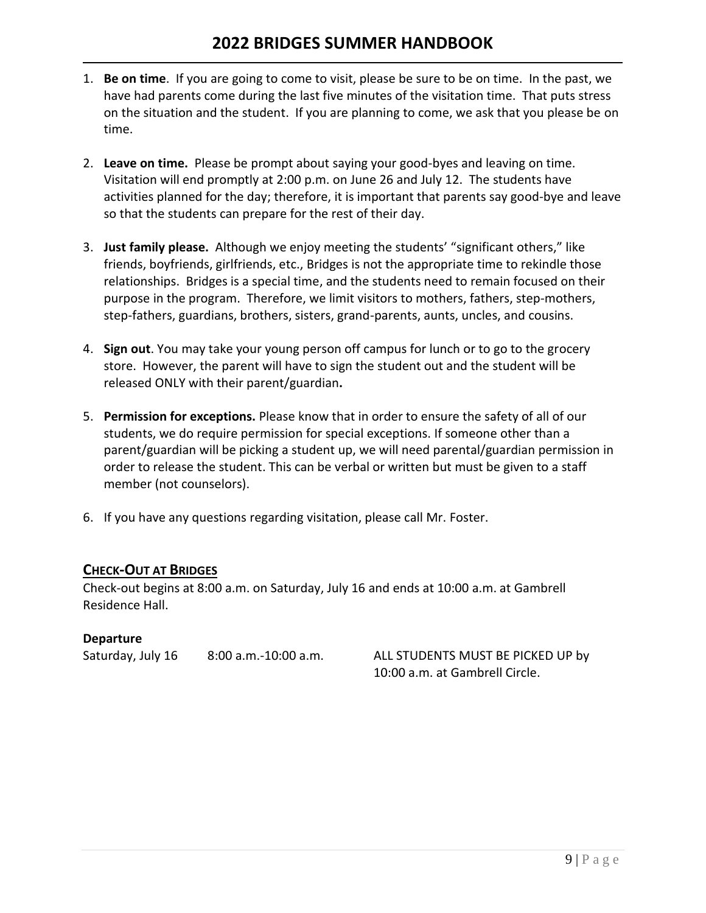1. **Be on time**. If you are going to come to visit, please be sure to be on time. In the past, we have had parents come during the last five minutes of the visitation time. That puts stress on the situation and the student. If you are planning to come, we ask that you please be on time.

2. **Leave on time.** Please be prompt about saying your good-byes and leaving on time. Visitation will end promptly at 2:00 p.m. on June 26 and July 12. The students have activities planned for the day; therefore, it is important that parents say good-bye and leave so that the students can prepare for the rest of their day.

3. **Just family please.** Although we enjoy meeting the students' "significant others," like friends, boyfriends, girlfriends, etc., Bridges is not the appropriate time to rekindle those relationships. Bridges is a special time, and the students need to remain focused on their purpose in the program. Therefore, we limit visitors to mothers, fathers, step-mothers, step-fathers, guardians, brothers, sisters, grand-parents, aunts, uncles, and cousins.

4. **Sign out**. You may take your young person off campus for lunch or to go to the grocery store. However, the parent will have to sign the student out and the student will be released ONLY with their parent/guardian**.**

5. **Permission for exceptions.** Please know that in order to ensure the safety of all of our students, we do require permission for special exceptions. If someone other than a parent/guardian will be picking a student up, we will need parental/guardian permission in order to release the student. This can be verbal or written but must be given to a staff member (not counselors).

6. If you have any questions regarding visitation, please call Mr. Foster.

## CHECK-OUT AT BRIDGES

Check-out begins at 8:00 a.m. on Saturday, July 16 and ends at 10:00 a.m. at Gambrell Residence Hall.

**Departure**

| | | |
|---|---|---|
| Saturday, July 16 | 8:00 a.m.-10:00 a.m. | ALL STUDENTS MUST BE PICKED UP by 10:00 a.m. at Gambrell Circle. |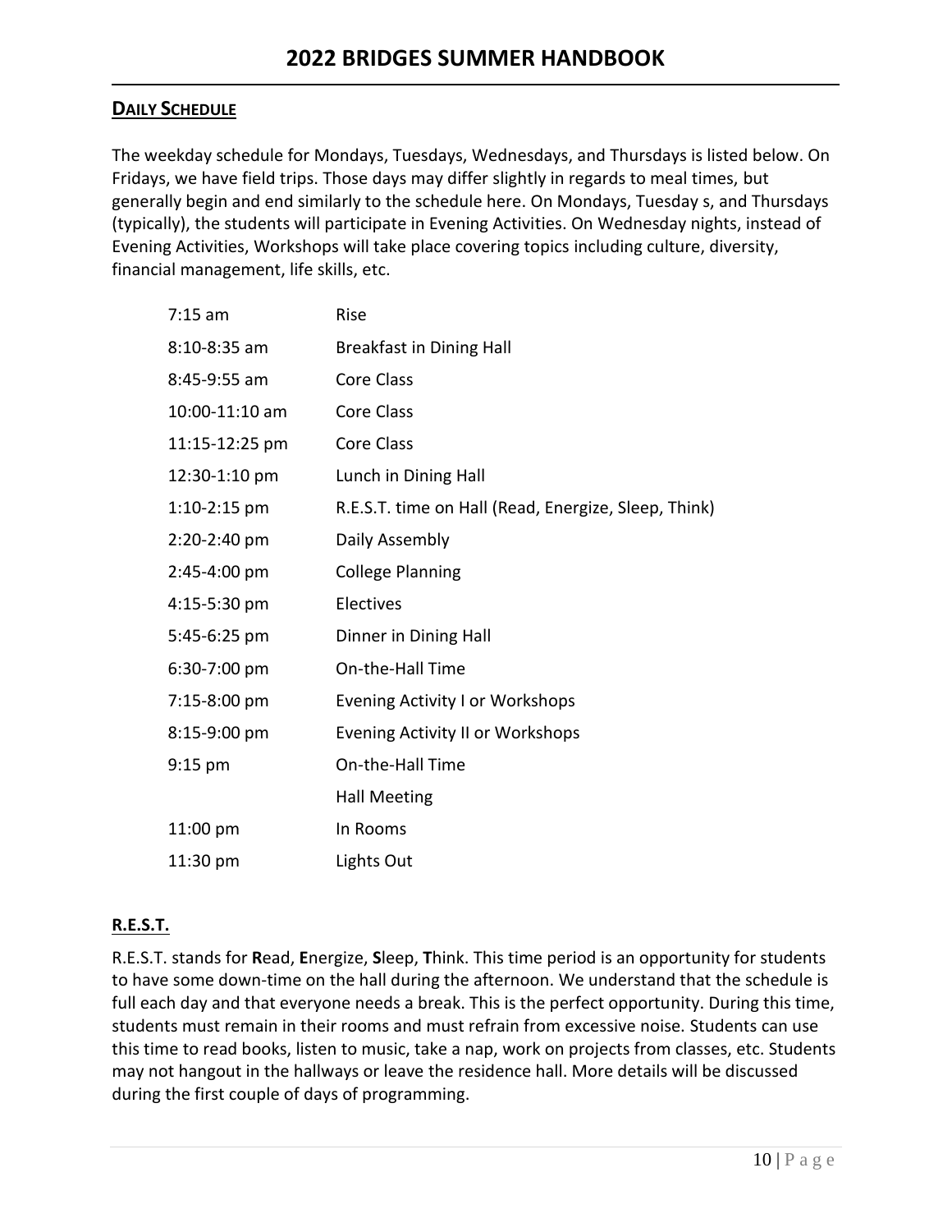## DAILY SCHEDULE

The weekday schedule for Mondays, Tuesdays, Wednesdays, and Thursdays is listed below. On Fridays, we have field trips. Those days may differ slightly in regards to meal times, but generally begin and end similarly to the schedule here. On Mondays, Tuesday s, and Thursdays (typically), the students will participate in Evening Activities. On Wednesday nights, instead of Evening Activities, Workshops will take place covering topics including culture, diversity, financial management, life skills, etc.

| | |
|---|---|
| 7:15 am | Rise |
| 8:10-8:35 am | Breakfast in Dining Hall |
| 8:45-9:55 am | Core Class |
| 10:00-11:10 am | Core Class |
| 11:15-12:25 pm | Core Class |
| 12:30-1:10 pm | Lunch in Dining Hall |
| 1:10-2:15 pm | R.E.S.T. time on Hall (Read, Energize, Sleep, Think) |
| 2:20-2:40 pm | Daily Assembly |
| 2:45-4:00 pm | College Planning |
| 4:15-5:30 pm | Electives |
| 5:45-6:25 pm | Dinner in Dining Hall |
| 6:30-7:00 pm | On-the-Hall Time |
| 7:15-8:00 pm | Evening Activity I or Workshops |
| 8:15-9:00 pm | Evening Activity II or Workshops |
| 9:15 pm | On-the-Hall Time |
| | Hall Meeting |
| 11:00 pm | In Rooms |
| 11:30 pm | Lights Out |

## R.E.S.T.

R.E.S.T. stands for **R**ead, **E**nergize, **S**leep, **T**hink. This time period is an opportunity for students to have some down-time on the hall during the afternoon. We understand that the schedule is full each day and that everyone needs a break. This is the perfect opportunity. During this time, students must remain in their rooms and must refrain from excessive noise. Students can use this time to read books, listen to music, take a nap, work on projects from classes, etc. Students may not hangout in the hallways or leave the residence hall. More details will be discussed during the first couple of days of programming.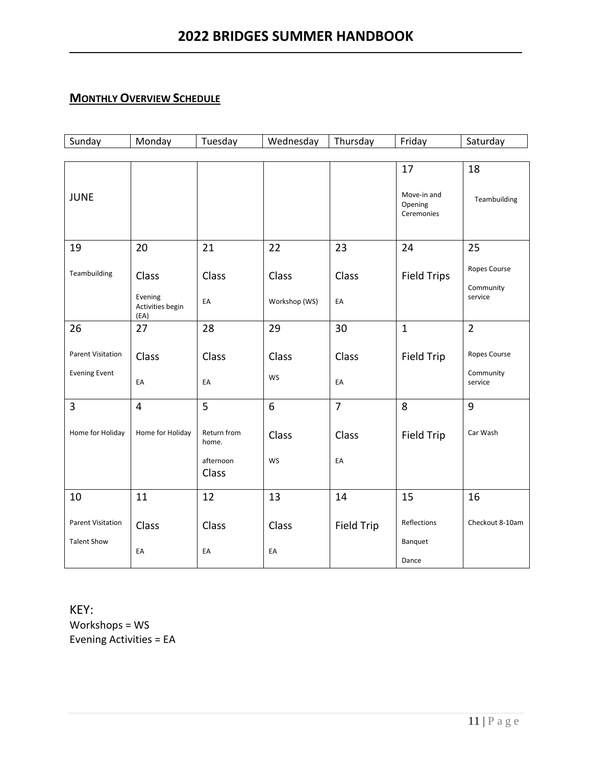## MONTHLY OVERVIEW SCHEDULE

| Sunday | Monday | Tuesday | Wednesday | Thursday | Friday | Saturday |
|---|---|---|---|---|---|---|
| JUNE | | | | | 17<br>Move-in and Opening Ceremonies | 18<br>Teambuilding |
| 19<br>Teambuilding | 20<br>Class<br>Evening Activities begin (EA) | 21<br>Class<br>EA | 22<br>Class<br>Workshop (WS) | 23<br>Class<br>EA | 24<br>Field Trips | 25<br>Ropes Course<br>Community service |
| 26<br>Parent Visitation<br>Evening Event | 27<br>Class<br>EA | 28<br>Class<br>EA | 29<br>Class<br>WS | 30<br>Class<br>EA | 1<br>Field Trip | 2<br>Ropes Course<br>Community service |
| 3<br>Home for Holiday | 4<br>Home for Holiday | 5<br>Return from home.<br>afternoon Class | 6<br>Class<br>WS | 7<br>Class<br>EA | 8<br>Field Trip | 9<br>Car Wash |
| 10<br>Parent Visitation<br>Talent Show | 11<br>Class<br>EA | 12<br>Class<br>EA | 13<br>Class<br>EA | 14<br>Field Trip | 15<br>Reflections<br>Banquet<br>Dance | 16<br>Checkout 8-10am |

KEY:
Workshops = WS
Evening Activities = EA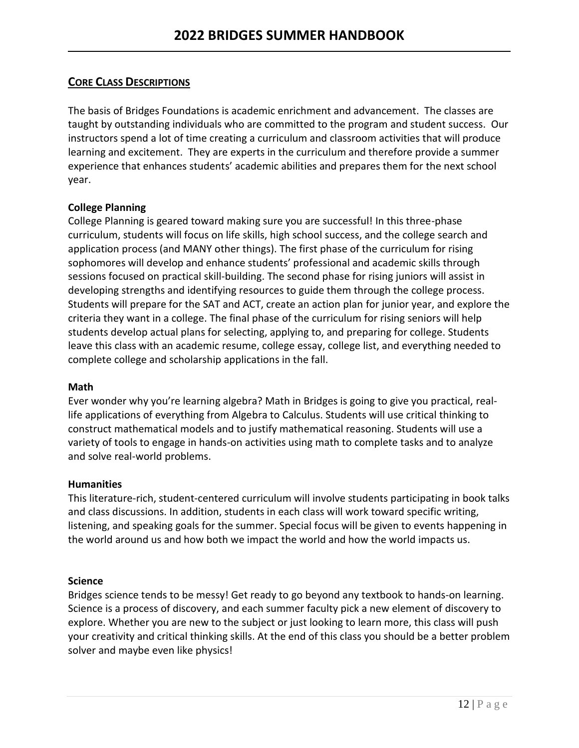## CORE CLASS DESCRIPTIONS

The basis of Bridges Foundations is academic enrichment and advancement. The classes are taught by outstanding individuals who are committed to the program and student success. Our instructors spend a lot of time creating a curriculum and classroom activities that will produce learning and excitement. They are experts in the curriculum and therefore provide a summer experience that enhances students' academic abilities and prepares them for the next school year.

**College Planning**

College Planning is geared toward making sure you are successful! In this three-phase curriculum, students will focus on life skills, high school success, and the college search and application process (and MANY other things). The first phase of the curriculum for rising sophomores will develop and enhance students' professional and academic skills through sessions focused on practical skill-building. The second phase for rising juniors will assist in developing strengths and identifying resources to guide them through the college process. Students will prepare for the SAT and ACT, create an action plan for junior year, and explore the criteria they want in a college. The final phase of the curriculum for rising seniors will help students develop actual plans for selecting, applying to, and preparing for college. Students leave this class with an academic resume, college essay, college list, and everything needed to complete college and scholarship applications in the fall.

**Math**

Ever wonder why you're learning algebra? Math in Bridges is going to give you practical, real-life applications of everything from Algebra to Calculus. Students will use critical thinking to construct mathematical models and to justify mathematical reasoning. Students will use a variety of tools to engage in hands-on activities using math to complete tasks and to analyze and solve real-world problems.

**Humanities**

This literature-rich, student-centered curriculum will involve students participating in book talks and class discussions. In addition, students in each class will work toward specific writing, listening, and speaking goals for the summer. Special focus will be given to events happening in the world around us and how both we impact the world and how the world impacts us.

**Science**

Bridges science tends to be messy! Get ready to go beyond any textbook to hands-on learning. Science is a process of discovery, and each summer faculty pick a new element of discovery to explore. Whether you are new to the subject or just looking to learn more, this class will push your creativity and critical thinking skills. At the end of this class you should be a better problem solver and maybe even like physics!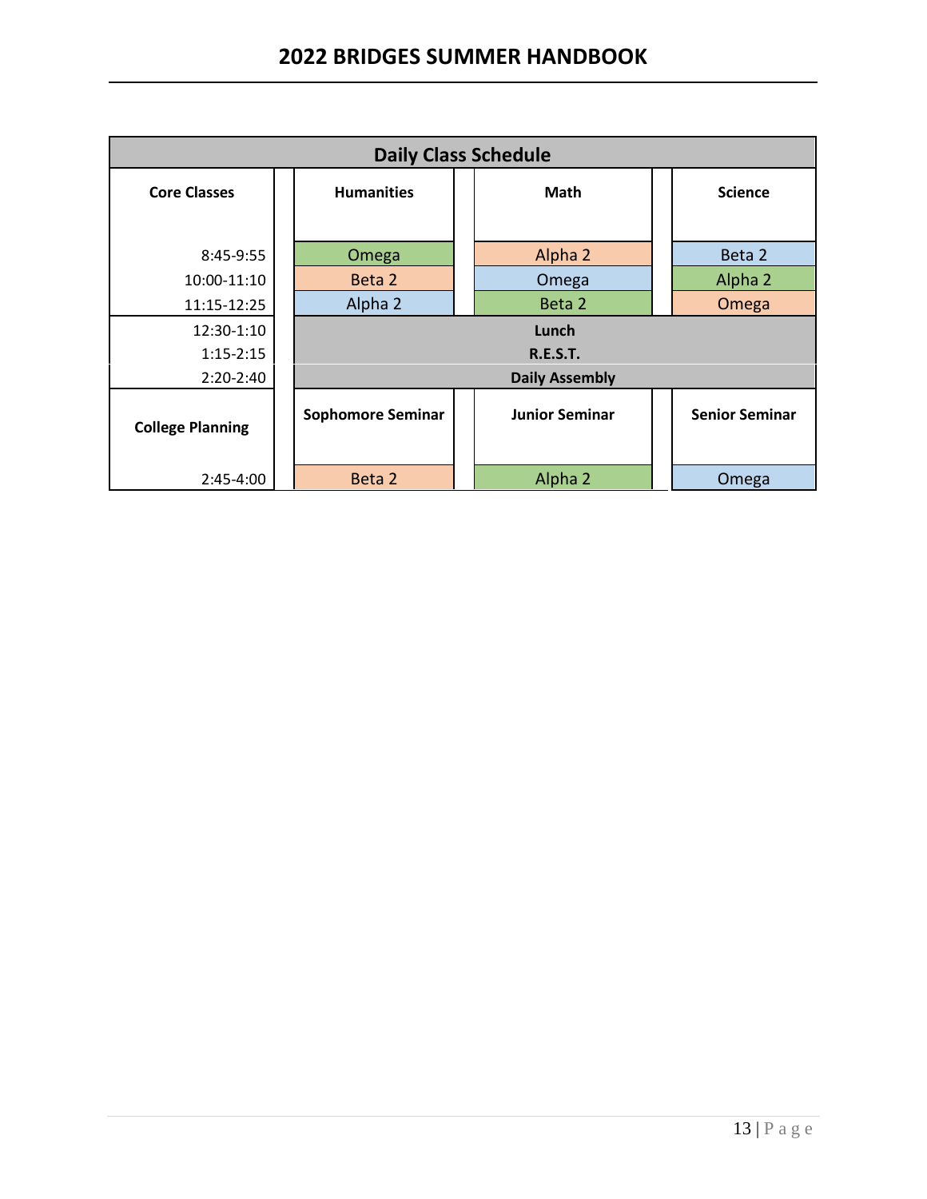| Daily Class Schedule | | | |
|---|---|---|---|
| **Core Classes** | **Humanities** | **Math** | **Science** |
| 8:45-9:55 | Omega | Alpha 2 | Beta 2 |
| 10:00-11:10 | Beta 2 | Omega | Alpha 2 |
| 11:15-12:25 | Alpha 2 | Beta 2 | Omega |
| 12:30-1:10 | **Lunch** | | |
| 1:15-2:15 | **R.E.S.T.** | | |
| 2:20-2:40 | **Daily Assembly** | | |
| **College Planning** | **Sophomore Seminar** | **Junior Seminar** | **Senior Seminar** |
| 2:45-4:00 | Beta 2 | Alpha 2 | Omega |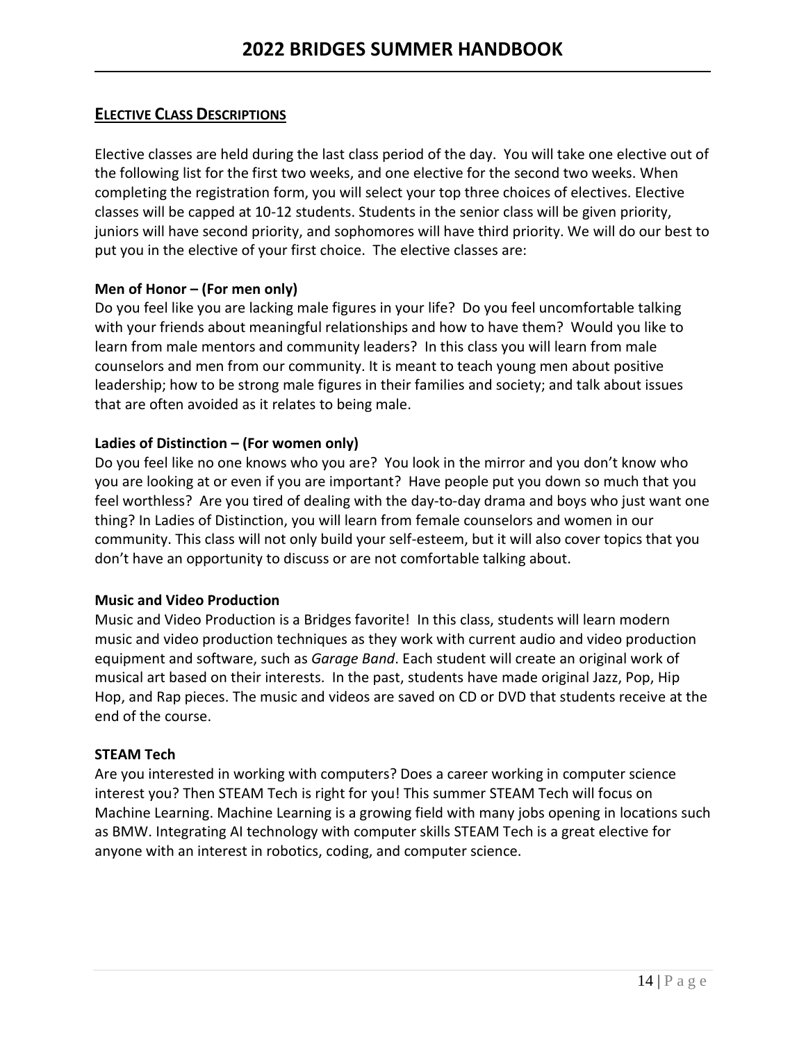## ELECTIVE CLASS DESCRIPTIONS

Elective classes are held during the last class period of the day. You will take one elective out of the following list for the first two weeks, and one elective for the second two weeks. When completing the registration form, you will select your top three choices of electives. Elective classes will be capped at 10-12 students. Students in the senior class will be given priority, juniors will have second priority, and sophomores will have third priority. We will do our best to put you in the elective of your first choice. The elective classes are:

**Men of Honor – (For men only)**
Do you feel like you are lacking male figures in your life? Do you feel uncomfortable talking with your friends about meaningful relationships and how to have them? Would you like to learn from male mentors and community leaders? In this class you will learn from male counselors and men from our community. It is meant to teach young men about positive leadership; how to be strong male figures in their families and society; and talk about issues that are often avoided as it relates to being male.

**Ladies of Distinction – (For women only)**
Do you feel like no one knows who you are? You look in the mirror and you don't know who you are looking at or even if you are important? Have people put you down so much that you feel worthless? Are you tired of dealing with the day-to-day drama and boys who just want one thing? In Ladies of Distinction, you will learn from female counselors and women in our community. This class will not only build your self-esteem, but it will also cover topics that you don't have an opportunity to discuss or are not comfortable talking about.

**Music and Video Production**
Music and Video Production is a Bridges favorite! In this class, students will learn modern music and video production techniques as they work with current audio and video production equipment and software, such as *Garage Band*. Each student will create an original work of musical art based on their interests. In the past, students have made original Jazz, Pop, Hip Hop, and Rap pieces. The music and videos are saved on CD or DVD that students receive at the end of the course.

**STEAM Tech**
Are you interested in working with computers? Does a career working in computer science interest you? Then STEAM Tech is right for you! This summer STEAM Tech will focus on Machine Learning. Machine Learning is a growing field with many jobs opening in locations such as BMW. Integrating AI technology with computer skills STEAM Tech is a great elective for anyone with an interest in robotics, coding, and computer science.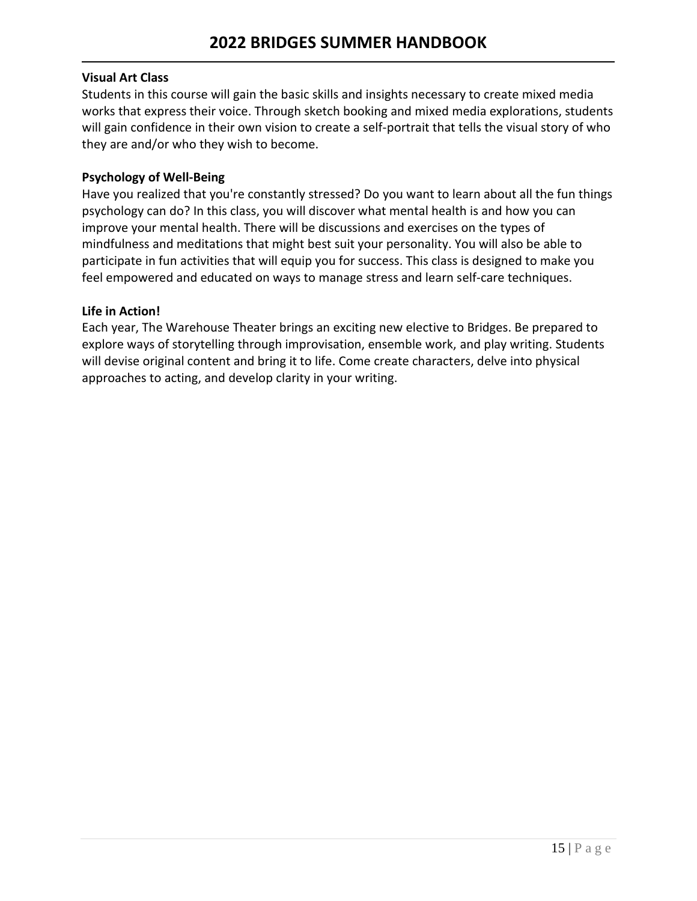**Visual Art Class**

Students in this course will gain the basic skills and insights necessary to create mixed media works that express their voice. Through sketch booking and mixed media explorations, students will gain confidence in their own vision to create a self-portrait that tells the visual story of who they are and/or who they wish to become.

**Psychology of Well-Being**

Have you realized that you're constantly stressed? Do you want to learn about all the fun things psychology can do? In this class, you will discover what mental health is and how you can improve your mental health. There will be discussions and exercises on the types of mindfulness and meditations that might best suit your personality. You will also be able to participate in fun activities that will equip you for success. This class is designed to make you feel empowered and educated on ways to manage stress and learn self-care techniques.

**Life in Action!**

Each year, The Warehouse Theater brings an exciting new elective to Bridges. Be prepared to explore ways of storytelling through improvisation, ensemble work, and play writing. Students will devise original content and bring it to life. Come create characters, delve into physical approaches to acting, and develop clarity in your writing.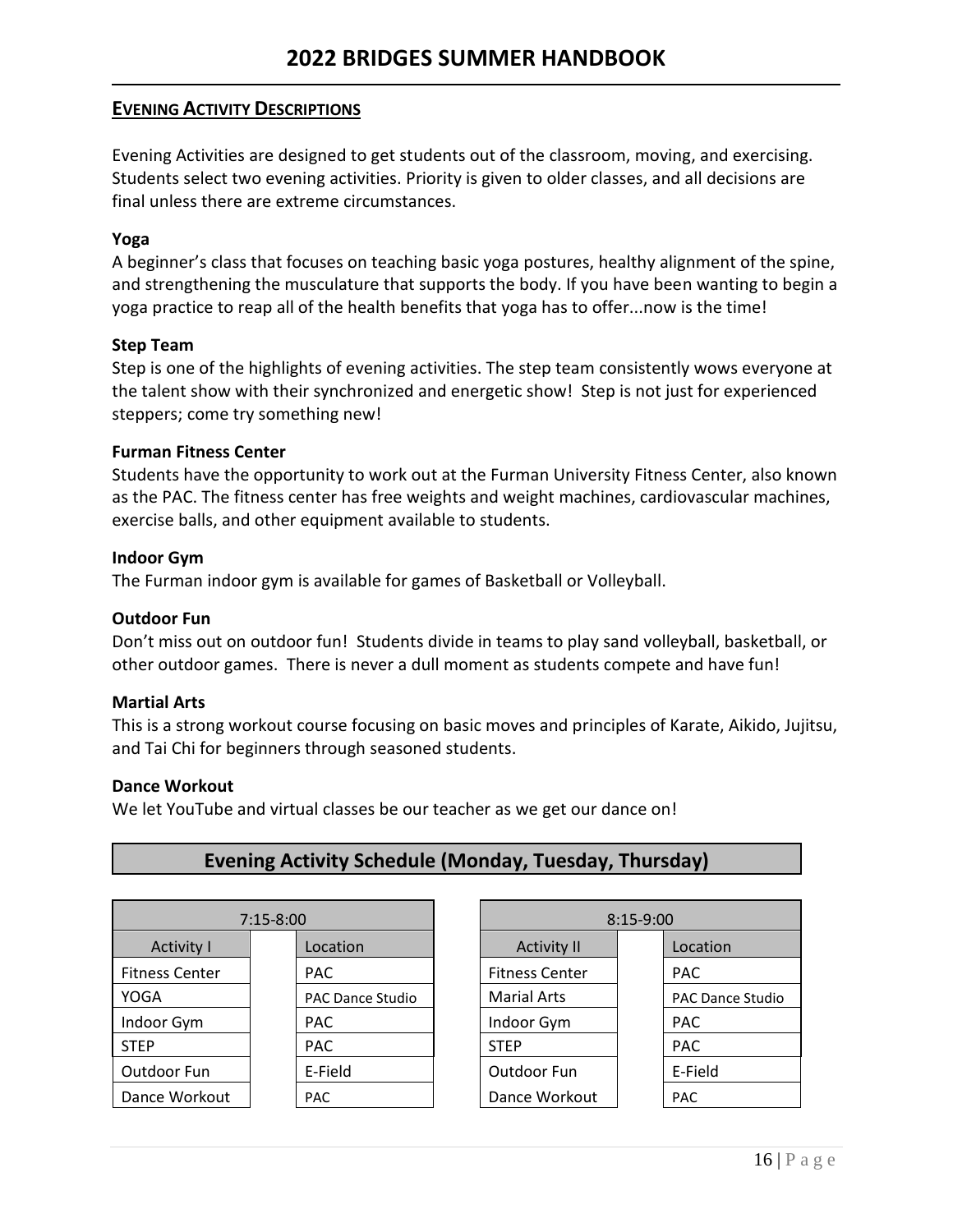## EVENING ACTIVITY DESCRIPTIONS

Evening Activities are designed to get students out of the classroom, moving, and exercising. Students select two evening activities. Priority is given to older classes, and all decisions are final unless there are extreme circumstances.

**Yoga**
A beginner's class that focuses on teaching basic yoga postures, healthy alignment of the spine, and strengthening the musculature that supports the body. If you have been wanting to begin a yoga practice to reap all of the health benefits that yoga has to offer...now is the time!

**Step Team**
Step is one of the highlights of evening activities. The step team consistently wows everyone at the talent show with their synchronized and energetic show! Step is not just for experienced steppers; come try something new!

**Furman Fitness Center**
Students have the opportunity to work out at the Furman University Fitness Center, also known as the PAC. The fitness center has free weights and weight machines, cardiovascular machines, exercise balls, and other equipment available to students.

**Indoor Gym**
The Furman indoor gym is available for games of Basketball or Volleyball.

**Outdoor Fun**
Don't miss out on outdoor fun! Students divide in teams to play sand volleyball, basketball, or other outdoor games. There is never a dull moment as students compete and have fun!

**Martial Arts**
This is a strong workout course focusing on basic moves and principles of Karate, Aikido, Jujitsu, and Tai Chi for beginners through seasoned students.

**Dance Workout**
We let YouTube and virtual classes be our teacher as we get our dance on!

### Evening Activity Schedule (Monday, Tuesday, Thursday)

| 7:15-8:00 | |
|---|---|
| Activity I | Location |
| Fitness Center | PAC |
| YOGA | PAC Dance Studio |
| Indoor Gym | PAC |
| STEP | PAC |
| Outdoor Fun | E-Field |
| Dance Workout | PAC |

| 8:15-9:00 | |
|---|---|
| Activity II | Location |
| Fitness Center | PAC |
| Marial Arts | PAC Dance Studio |
| Indoor Gym | PAC |
| STEP | PAC |
| Outdoor Fun | E-Field |
| Dance Workout | PAC |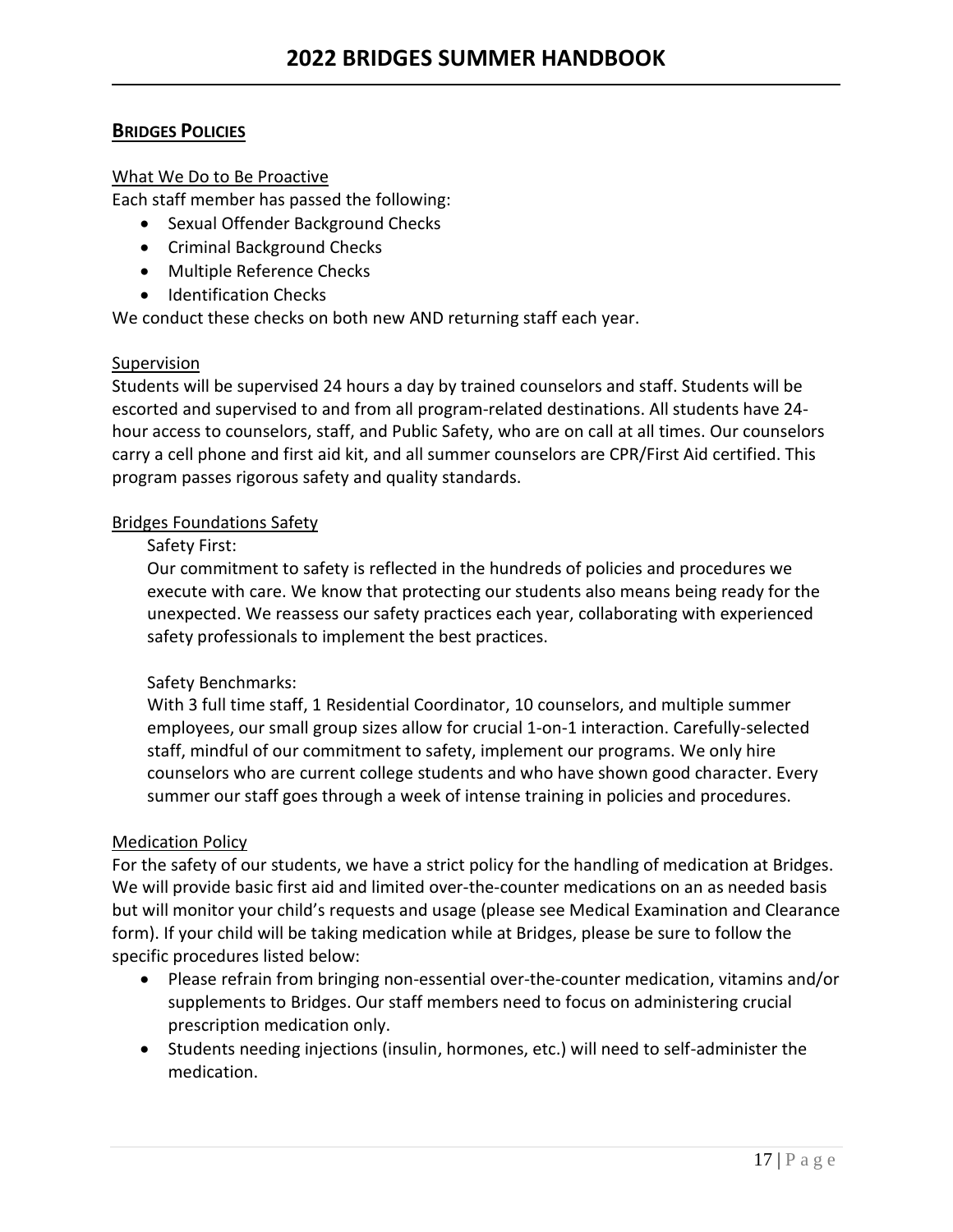## **BRIDGES POLICIES**

### What We Do to Be Proactive

Each staff member has passed the following:

- Sexual Offender Background Checks
- Criminal Background Checks
- Multiple Reference Checks
- Identification Checks

We conduct these checks on both new AND returning staff each year.

### Supervision

Students will be supervised 24 hours a day by trained counselors and staff. Students will be escorted and supervised to and from all program-related destinations. All students have 24-hour access to counselors, staff, and Public Safety, who are on call at all times. Our counselors carry a cell phone and first aid kit, and all summer counselors are CPR/First Aid certified. This program passes rigorous safety and quality standards.

### Bridges Foundations Safety

Safety First:

Our commitment to safety is reflected in the hundreds of policies and procedures we execute with care. We know that protecting our students also means being ready for the unexpected. We reassess our safety practices each year, collaborating with experienced safety professionals to implement the best practices.

Safety Benchmarks:

With 3 full time staff, 1 Residential Coordinator, 10 counselors, and multiple summer employees, our small group sizes allow for crucial 1-on-1 interaction. Carefully-selected staff, mindful of our commitment to safety, implement our programs. We only hire counselors who are current college students and who have shown good character. Every summer our staff goes through a week of intense training in policies and procedures.

### Medication Policy

For the safety of our students, we have a strict policy for the handling of medication at Bridges. We will provide basic first aid and limited over-the-counter medications on an as needed basis but will monitor your child's requests and usage (please see Medical Examination and Clearance form). If your child will be taking medication while at Bridges, please be sure to follow the specific procedures listed below:

- Please refrain from bringing non-essential over-the-counter medication, vitamins and/or supplements to Bridges. Our staff members need to focus on administering crucial prescription medication only.
- Students needing injections (insulin, hormones, etc.) will need to self-administer the medication.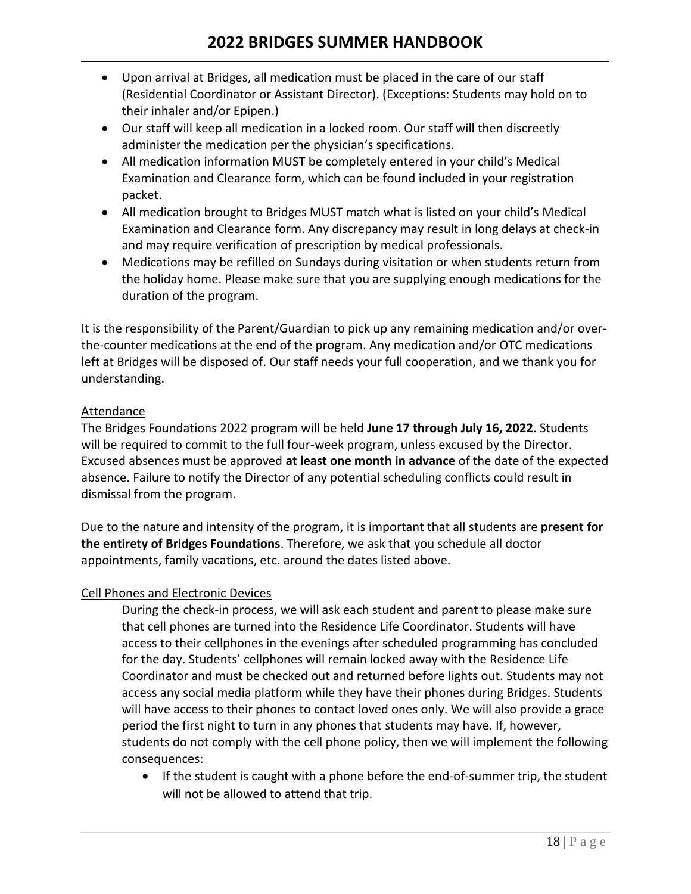- Upon arrival at Bridges, all medication must be placed in the care of our staff (Residential Coordinator or Assistant Director). (Exceptions: Students may hold on to their inhaler and/or Epipen.)
- Our staff will keep all medication in a locked room. Our staff will then discreetly administer the medication per the physician's specifications.
- All medication information MUST be completely entered in your child's Medical Examination and Clearance form, which can be found included in your registration packet.
- All medication brought to Bridges MUST match what is listed on your child's Medical Examination and Clearance form. Any discrepancy may result in long delays at check-in and may require verification of prescription by medical professionals.
- Medications may be refilled on Sundays during visitation or when students return from the holiday home. Please make sure that you are supplying enough medications for the duration of the program.

It is the responsibility of the Parent/Guardian to pick up any remaining medication and/or over-the-counter medications at the end of the program. Any medication and/or OTC medications left at Bridges will be disposed of. Our staff needs your full cooperation, and we thank you for understanding.

<u>Attendance</u>

The Bridges Foundations 2022 program will be held **June 17 through July 16, 2022**. Students will be required to commit to the full four-week program, unless excused by the Director. Excused absences must be approved **at least one month in advance** of the date of the expected absence. Failure to notify the Director of any potential scheduling conflicts could result in dismissal from the program.

Due to the nature and intensity of the program, it is important that all students are **present for the entirety of Bridges Foundations**. Therefore, we ask that you schedule all doctor appointments, family vacations, etc. around the dates listed above.

<u>Cell Phones and Electronic Devices</u>

During the check-in process, we will ask each student and parent to please make sure that cell phones are turned into the Residence Life Coordinator. Students will have access to their cellphones in the evenings after scheduled programming has concluded for the day. Students' cellphones will remain locked away with the Residence Life Coordinator and must be checked out and returned before lights out. Students may not access any social media platform while they have their phones during Bridges. Students will have access to their phones to contact loved ones only. We will also provide a grace period the first night to turn in any phones that students may have. If, however, students do not comply with the cell phone policy, then we will implement the following consequences:

- If the student is caught with a phone before the end-of-summer trip, the student will not be allowed to attend that trip.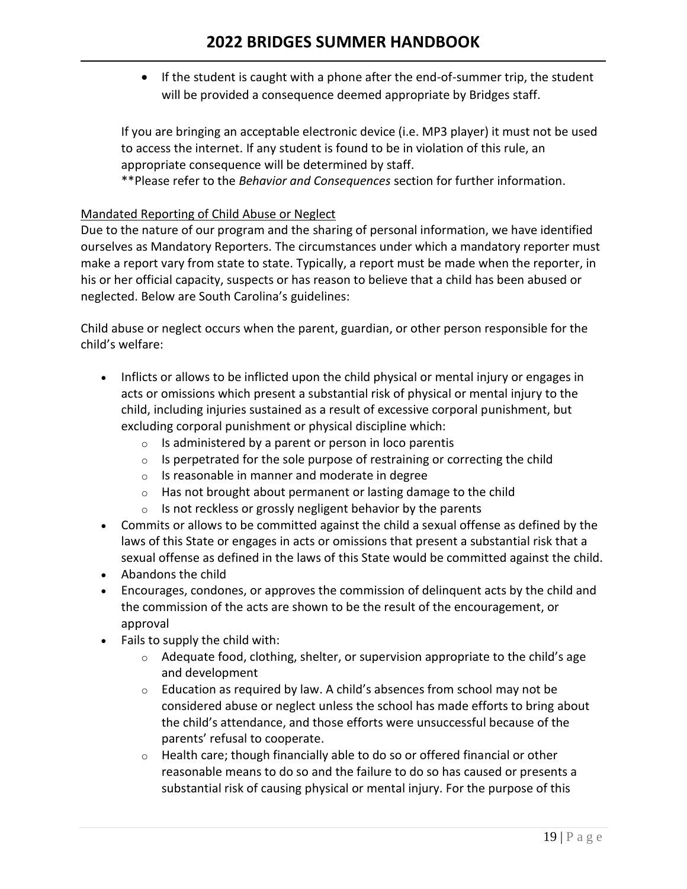- If the student is caught with a phone after the end-of-summer trip, the student will be provided a consequence deemed appropriate by Bridges staff.

If you are bringing an acceptable electronic device (i.e. MP3 player) it must not be used to access the internet. If any student is found to be in violation of this rule, an appropriate consequence will be determined by staff.
**Please refer to the *Behavior and Consequences* section for further information.

<u>Mandated Reporting of Child Abuse or Neglect</u>

Due to the nature of our program and the sharing of personal information, we have identified ourselves as Mandatory Reporters. The circumstances under which a mandatory reporter must make a report vary from state to state. Typically, a report must be made when the reporter, in his or her official capacity, suspects or has reason to believe that a child has been abused or neglected. Below are South Carolina's guidelines:

Child abuse or neglect occurs when the parent, guardian, or other person responsible for the child's welfare:

- Inflicts or allows to be inflicted upon the child physical or mental injury or engages in acts or omissions which present a substantial risk of physical or mental injury to the child, including injuries sustained as a result of excessive corporal punishment, but excluding corporal punishment or physical discipline which:
  - Is administered by a parent or person in loco parentis
  - Is perpetrated for the sole purpose of restraining or correcting the child
  - Is reasonable in manner and moderate in degree
  - Has not brought about permanent or lasting damage to the child
  - Is not reckless or grossly negligent behavior by the parents
- Commits or allows to be committed against the child a sexual offense as defined by the laws of this State or engages in acts or omissions that present a substantial risk that a sexual offense as defined in the laws of this State would be committed against the child.
- Abandons the child
- Encourages, condones, or approves the commission of delinquent acts by the child and the commission of the acts are shown to be the result of the encouragement, or approval
- Fails to supply the child with:
  - Adequate food, clothing, shelter, or supervision appropriate to the child's age and development
  - Education as required by law. A child's absences from school may not be considered abuse or neglect unless the school has made efforts to bring about the child's attendance, and those efforts were unsuccessful because of the parents' refusal to cooperate.
  - Health care; though financially able to do so or offered financial or other reasonable means to do so and the failure to do so has caused or presents a substantial risk of causing physical or mental injury. For the purpose of this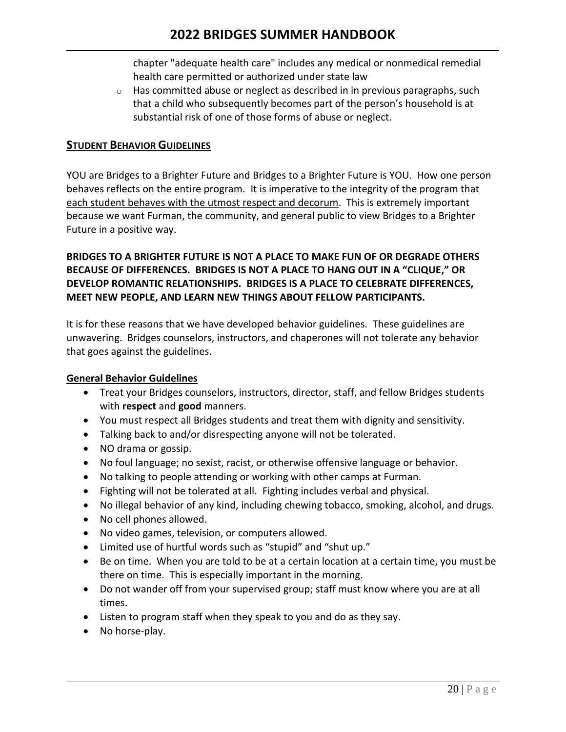chapter "adequate health care" includes any medical or nonmedical remedial health care permitted or authorized under state law

- Has committed abuse or neglect as described in in previous paragraphs, such that a child who subsequently becomes part of the person's household is at substantial risk of one of those forms of abuse or neglect.

## STUDENT BEHAVIOR GUIDELINES

YOU are Bridges to a Brighter Future and Bridges to a Brighter Future is YOU. How one person behaves reflects on the entire program. It is imperative to the integrity of the program that each student behaves with the utmost respect and decorum. This is extremely important because we want Furman, the community, and general public to view Bridges to a Brighter Future in a positive way.

**BRIDGES TO A BRIGHTER FUTURE IS NOT A PLACE TO MAKE FUN OF OR DEGRADE OTHERS BECAUSE OF DIFFERENCES. BRIDGES IS NOT A PLACE TO HANG OUT IN A "CLIQUE," OR DEVELOP ROMANTIC RELATIONSHIPS. BRIDGES IS A PLACE TO CELEBRATE DIFFERENCES, MEET NEW PEOPLE, AND LEARN NEW THINGS ABOUT FELLOW PARTICIPANTS.**

It is for these reasons that we have developed behavior guidelines. These guidelines are unwavering. Bridges counselors, instructors, and chaperones will not tolerate any behavior that goes against the guidelines.

### General Behavior Guidelines

- Treat your Bridges counselors, instructors, director, staff, and fellow Bridges students with **respect** and **good** manners.
- You must respect all Bridges students and treat them with dignity and sensitivity.
- Talking back to and/or disrespecting anyone will not be tolerated.
- NO drama or gossip.
- No foul language; no sexist, racist, or otherwise offensive language or behavior.
- No talking to people attending or working with other camps at Furman.
- Fighting will not be tolerated at all. Fighting includes verbal and physical.
- No illegal behavior of any kind, including chewing tobacco, smoking, alcohol, and drugs.
- No cell phones allowed.
- No video games, television, or computers allowed.
- Limited use of hurtful words such as "stupid" and "shut up."
- Be on time. When you are told to be at a certain location at a certain time, you must be there on time. This is especially important in the morning.
- Do not wander off from your supervised group; staff must know where you are at all times.
- Listen to program staff when they speak to you and do as they say.
- No horse-play.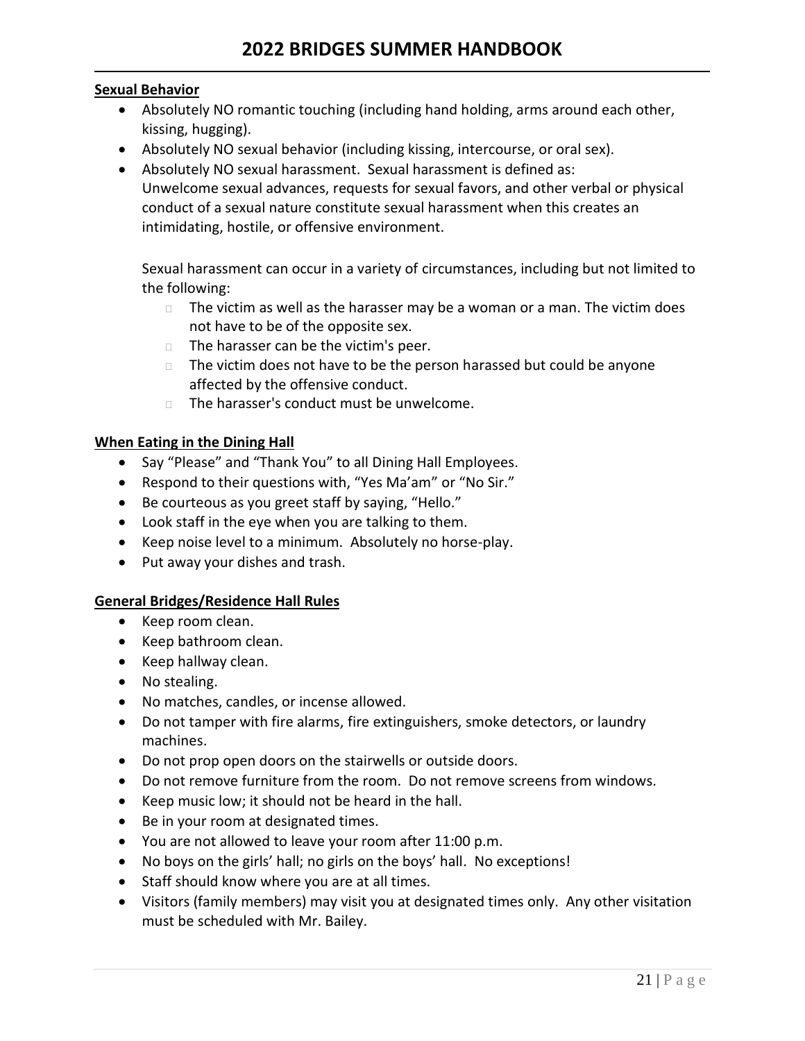**Sexual Behavior**

- Absolutely NO romantic touching (including hand holding, arms around each other, kissing, hugging).
- Absolutely NO sexual behavior (including kissing, intercourse, or oral sex).
- Absolutely NO sexual harassment. Sexual harassment is defined as: Unwelcome sexual advances, requests for sexual favors, and other verbal or physical conduct of a sexual nature constitute sexual harassment when this creates an intimidating, hostile, or offensive environment.

  Sexual harassment can occur in a variety of circumstances, including but not limited to the following:
  - The victim as well as the harasser may be a woman or a man. The victim does not have to be of the opposite sex.
  - The harasser can be the victim's peer.
  - The victim does not have to be the person harassed but could be anyone affected by the offensive conduct.
  - The harasser's conduct must be unwelcome.

**When Eating in the Dining Hall**

- Say "Please" and "Thank You" to all Dining Hall Employees.
- Respond to their questions with, "Yes Ma'am" or "No Sir."
- Be courteous as you greet staff by saying, "Hello."
- Look staff in the eye when you are talking to them.
- Keep noise level to a minimum. Absolutely no horse-play.
- Put away your dishes and trash.

**General Bridges/Residence Hall Rules**

- Keep room clean.
- Keep bathroom clean.
- Keep hallway clean.
- No stealing.
- No matches, candles, or incense allowed.
- Do not tamper with fire alarms, fire extinguishers, smoke detectors, or laundry machines.
- Do not prop open doors on the stairwells or outside doors.
- Do not remove furniture from the room. Do not remove screens from windows.
- Keep music low; it should not be heard in the hall.
- Be in your room at designated times.
- You are not allowed to leave your room after 11:00 p.m.
- No boys on the girls' hall; no girls on the boys' hall. No exceptions!
- Staff should know where you are at all times.
- Visitors (family members) may visit you at designated times only. Any other visitation must be scheduled with Mr. Bailey.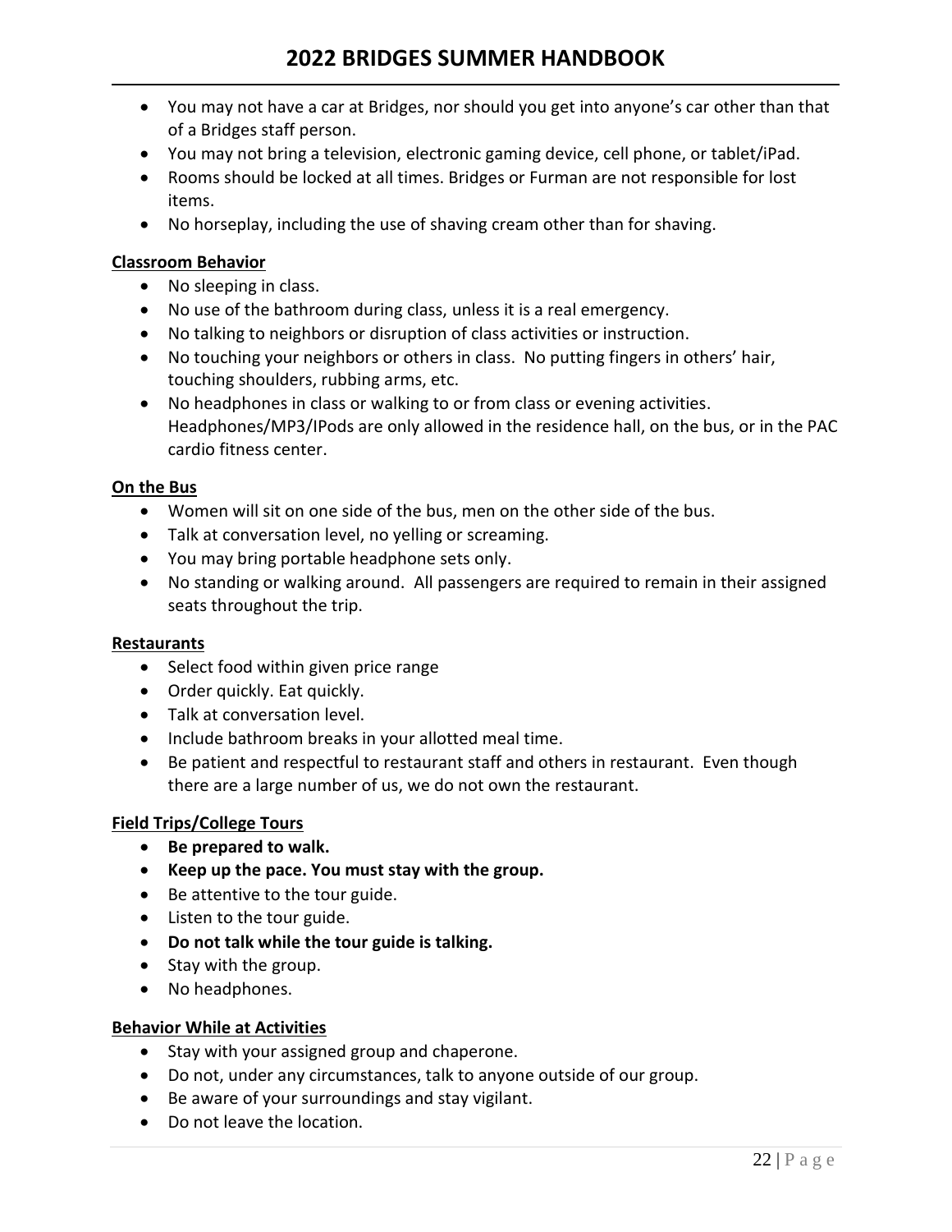- You may not have a car at Bridges, nor should you get into anyone's car other than that of a Bridges staff person.
- You may not bring a television, electronic gaming device, cell phone, or tablet/iPad.
- Rooms should be locked at all times. Bridges or Furman are not responsible for lost items.
- No horseplay, including the use of shaving cream other than for shaving.

**Classroom Behavior**

- No sleeping in class.
- No use of the bathroom during class, unless it is a real emergency.
- No talking to neighbors or disruption of class activities or instruction.
- No touching your neighbors or others in class. No putting fingers in others' hair, touching shoulders, rubbing arms, etc.
- No headphones in class or walking to or from class or evening activities. Headphones/MP3/IPods are only allowed in the residence hall, on the bus, or in the PAC cardio fitness center.

**On the Bus**

- Women will sit on one side of the bus, men on the other side of the bus.
- Talk at conversation level, no yelling or screaming.
- You may bring portable headphone sets only.
- No standing or walking around. All passengers are required to remain in their assigned seats throughout the trip.

**Restaurants**

- Select food within given price range
- Order quickly. Eat quickly.
- Talk at conversation level.
- Include bathroom breaks in your allotted meal time.
- Be patient and respectful to restaurant staff and others in restaurant. Even though there are a large number of us, we do not own the restaurant.

**Field Trips/College Tours**

- **Be prepared to walk.**
- **Keep up the pace. You must stay with the group.**
- Be attentive to the tour guide.
- Listen to the tour guide.
- **Do not talk while the tour guide is talking.**
- Stay with the group.
- No headphones.

**Behavior While at Activities**

- Stay with your assigned group and chaperone.
- Do not, under any circumstances, talk to anyone outside of our group.
- Be aware of your surroundings and stay vigilant.
- Do not leave the location.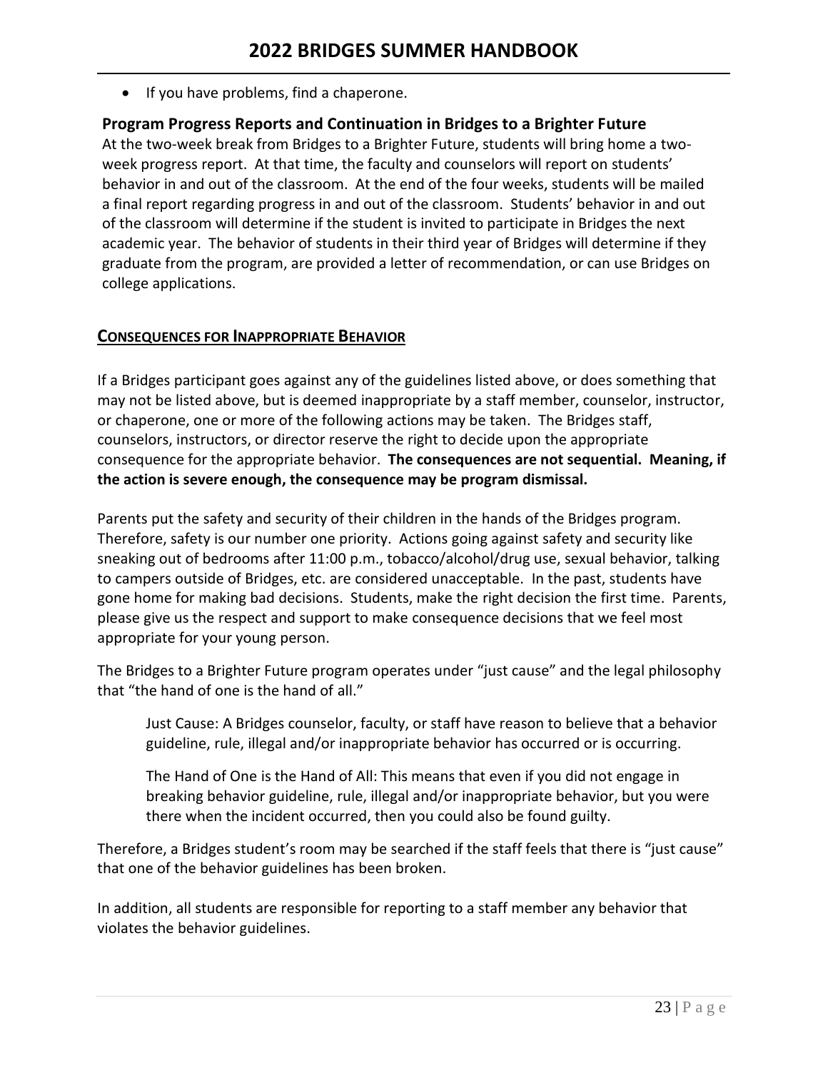- If you have problems, find a chaperone.

### Program Progress Reports and Continuation in Bridges to a Brighter Future

At the two-week break from Bridges to a Brighter Future, students will bring home a two-week progress report. At that time, the faculty and counselors will report on students' behavior in and out of the classroom. At the end of the four weeks, students will be mailed a final report regarding progress in and out of the classroom. Students' behavior in and out of the classroom will determine if the student is invited to participate in Bridges the next academic year. The behavior of students in their third year of Bridges will determine if they graduate from the program, are provided a letter of recommendation, or can use Bridges on college applications.

## CONSEQUENCES FOR INAPPROPRIATE BEHAVIOR

If a Bridges participant goes against any of the guidelines listed above, or does something that may not be listed above, but is deemed inappropriate by a staff member, counselor, instructor, or chaperone, one or more of the following actions may be taken. The Bridges staff, counselors, instructors, or director reserve the right to decide upon the appropriate consequence for the appropriate behavior. **The consequences are not sequential. Meaning, if the action is severe enough, the consequence may be program dismissal.**

Parents put the safety and security of their children in the hands of the Bridges program. Therefore, safety is our number one priority. Actions going against safety and security like sneaking out of bedrooms after 11:00 p.m., tobacco/alcohol/drug use, sexual behavior, talking to campers outside of Bridges, etc. are considered unacceptable. In the past, students have gone home for making bad decisions. Students, make the right decision the first time. Parents, please give us the respect and support to make consequence decisions that we feel most appropriate for your young person.

The Bridges to a Brighter Future program operates under "just cause" and the legal philosophy that "the hand of one is the hand of all."

> Just Cause: A Bridges counselor, faculty, or staff have reason to believe that a behavior guideline, rule, illegal and/or inappropriate behavior has occurred or is occurring.
>
> The Hand of One is the Hand of All: This means that even if you did not engage in breaking behavior guideline, rule, illegal and/or inappropriate behavior, but you were there when the incident occurred, then you could also be found guilty.

Therefore, a Bridges student's room may be searched if the staff feels that there is "just cause" that one of the behavior guidelines has been broken.

In addition, all students are responsible for reporting to a staff member any behavior that violates the behavior guidelines.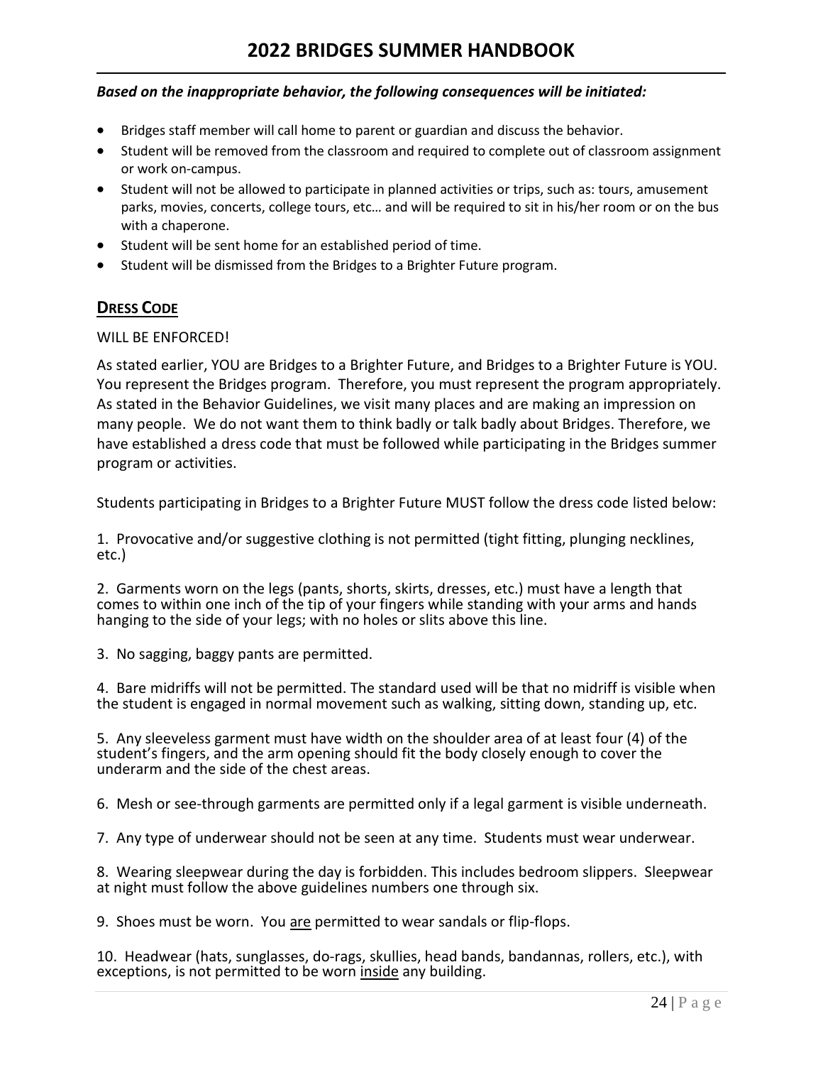***Based on the inappropriate behavior, the following consequences will be initiated:***

- Bridges staff member will call home to parent or guardian and discuss the behavior.
- Student will be removed from the classroom and required to complete out of classroom assignment or work on-campus.
- Student will not be allowed to participate in planned activities or trips, such as: tours, amusement parks, movies, concerts, college tours, etc… and will be required to sit in his/her room or on the bus with a chaperone.
- Student will be sent home for an established period of time.
- Student will be dismissed from the Bridges to a Brighter Future program.

## **DRESS CODE**

WILL BE ENFORCED!

As stated earlier, YOU are Bridges to a Brighter Future, and Bridges to a Brighter Future is YOU. You represent the Bridges program. Therefore, you must represent the program appropriately. As stated in the Behavior Guidelines, we visit many places and are making an impression on many people. We do not want them to think badly or talk badly about Bridges. Therefore, we have established a dress code that must be followed while participating in the Bridges summer program or activities.

Students participating in Bridges to a Brighter Future MUST follow the dress code listed below:

1. Provocative and/or suggestive clothing is not permitted (tight fitting, plunging necklines, etc.)

2. Garments worn on the legs (pants, shorts, skirts, dresses, etc.) must have a length that comes to within one inch of the tip of your fingers while standing with your arms and hands hanging to the side of your legs; with no holes or slits above this line.

3. No sagging, baggy pants are permitted.

4. Bare midriffs will not be permitted. The standard used will be that no midriff is visible when the student is engaged in normal movement such as walking, sitting down, standing up, etc.

5. Any sleeveless garment must have width on the shoulder area of at least four (4) of the student's fingers, and the arm opening should fit the body closely enough to cover the underarm and the side of the chest areas.

6. Mesh or see-through garments are permitted only if a legal garment is visible underneath.

7. Any type of underwear should not be seen at any time. Students must wear underwear.

8. Wearing sleepwear during the day is forbidden. This includes bedroom slippers. Sleepwear at night must follow the above guidelines numbers one through six.

9. Shoes must be worn. You <u>are</u> permitted to wear sandals or flip-flops.

10. Headwear (hats, sunglasses, do-rags, skullies, head bands, bandannas, rollers, etc.), with exceptions, is not permitted to be worn <u>inside</u> any building.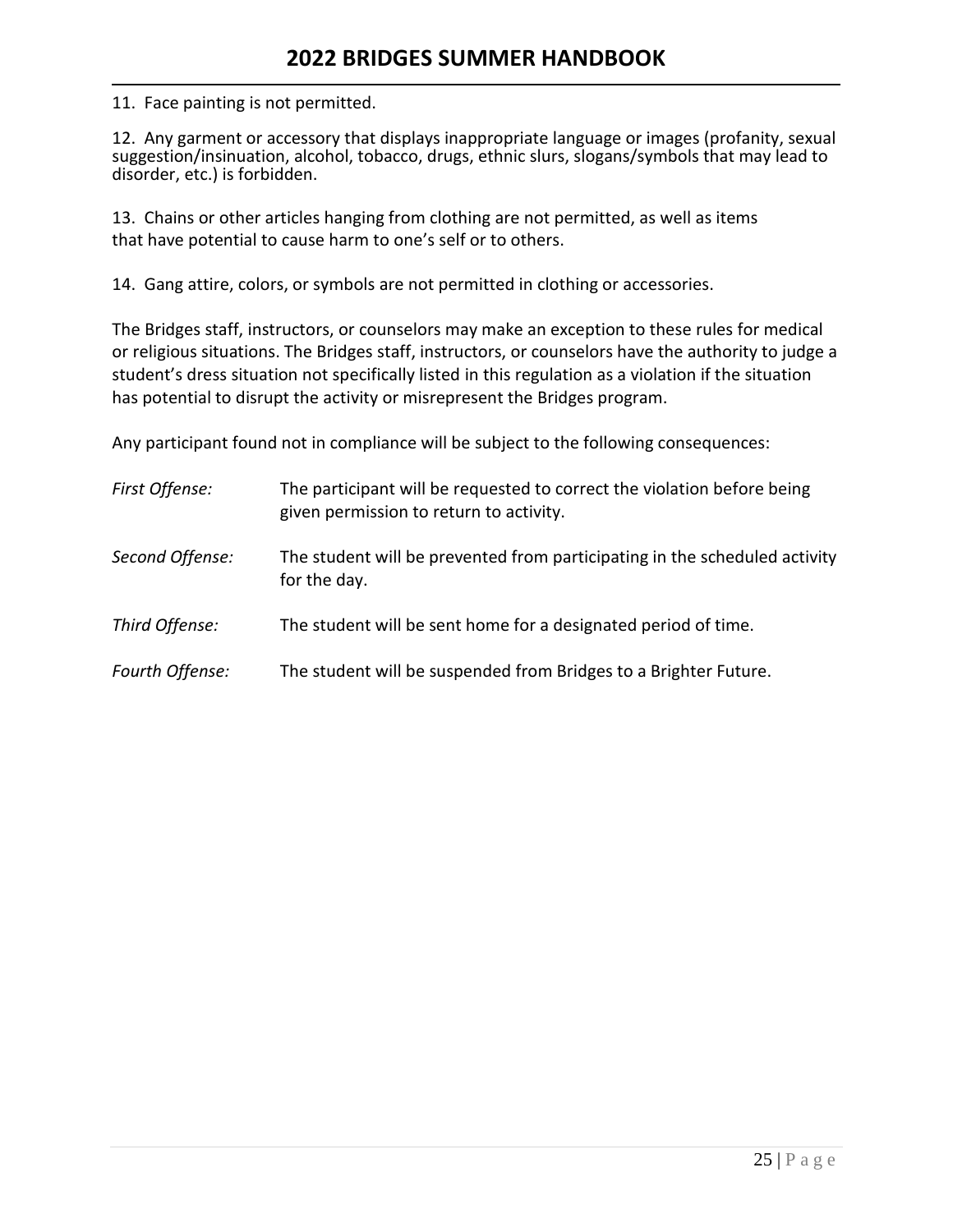11. Face painting is not permitted.

12. Any garment or accessory that displays inappropriate language or images (profanity, sexual suggestion/insinuation, alcohol, tobacco, drugs, ethnic slurs, slogans/symbols that may lead to disorder, etc.) is forbidden.

13. Chains or other articles hanging from clothing are not permitted, as well as items that have potential to cause harm to one's self or to others.

14. Gang attire, colors, or symbols are not permitted in clothing or accessories.

The Bridges staff, instructors, or counselors may make an exception to these rules for medical or religious situations. The Bridges staff, instructors, or counselors have the authority to judge a student's dress situation not specifically listed in this regulation as a violation if the situation has potential to disrupt the activity or misrepresent the Bridges program.

Any participant found not in compliance will be subject to the following consequences:

*First Offense:* The participant will be requested to correct the violation before being given permission to return to activity.

*Second Offense:* The student will be prevented from participating in the scheduled activity for the day.

*Third Offense:* The student will be sent home for a designated period of time.

*Fourth Offense:* The student will be suspended from Bridges to a Brighter Future.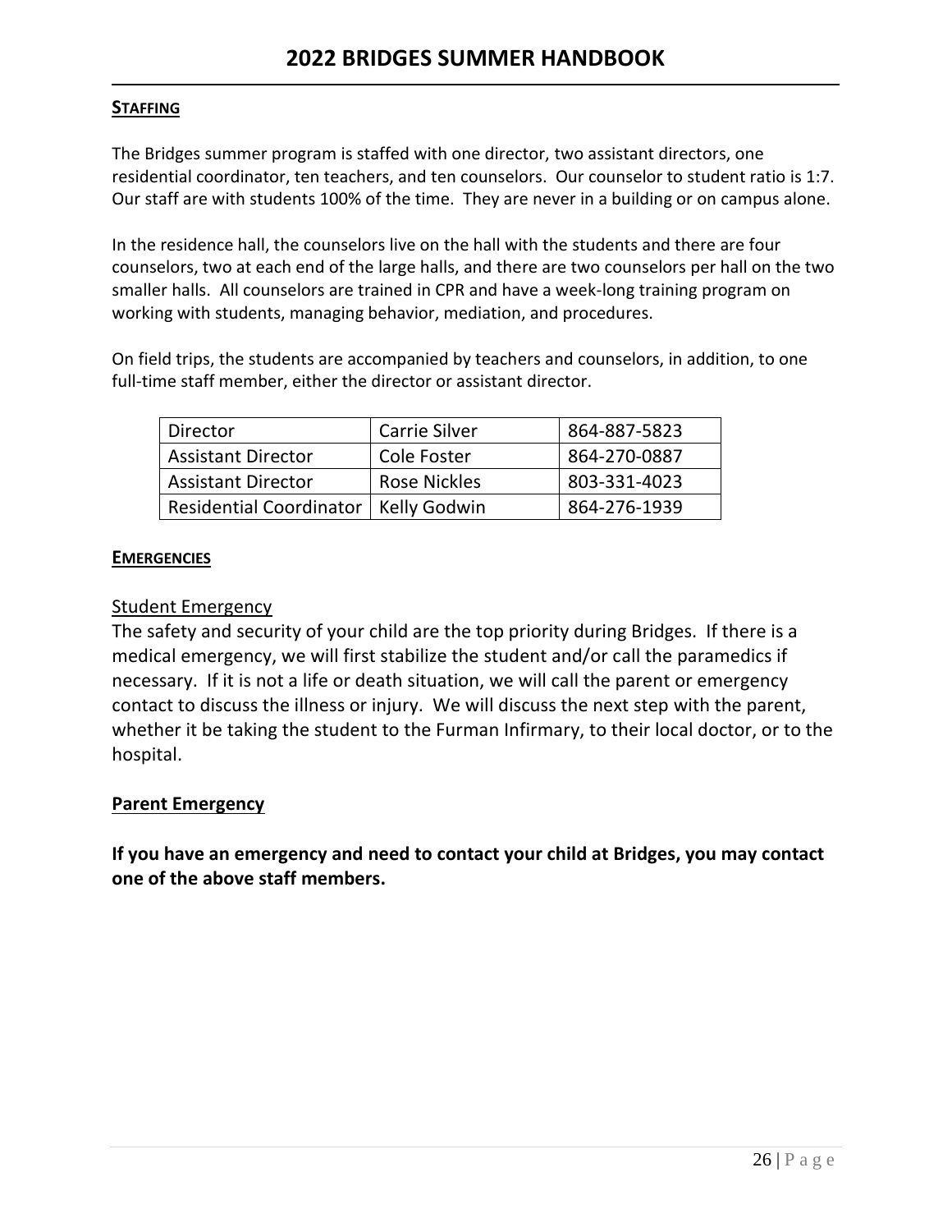## STAFFING

The Bridges summer program is staffed with one director, two assistant directors, one residential coordinator, ten teachers, and ten counselors. Our counselor to student ratio is 1:7. Our staff are with students 100% of the time. They are never in a building or on campus alone.

In the residence hall, the counselors live on the hall with the students and there are four counselors, two at each end of the large halls, and there are two counselors per hall on the two smaller halls. All counselors are trained in CPR and have a week-long training program on working with students, managing behavior, mediation, and procedures.

On field trips, the students are accompanied by teachers and counselors, in addition, to one full-time staff member, either the director or assistant director.

| Director | Carrie Silver | 864-887-5823 |
|---|---|---|
| Assistant Director | Cole Foster | 864-270-0887 |
| Assistant Director | Rose Nickles | 803-331-4023 |
| Residential Coordinator | Kelly Godwin | 864-276-1939 |

## EMERGENCIES

### Student Emergency

The safety and security of your child are the top priority during Bridges. If there is a medical emergency, we will first stabilize the student and/or call the paramedics if necessary. If it is not a life or death situation, we will call the parent or emergency contact to discuss the illness or injury. We will discuss the next step with the parent, whether it be taking the student to the Furman Infirmary, to their local doctor, or to the hospital.

### Parent Emergency

**If you have an emergency and need to contact your child at Bridges, you may contact one of the above staff members.**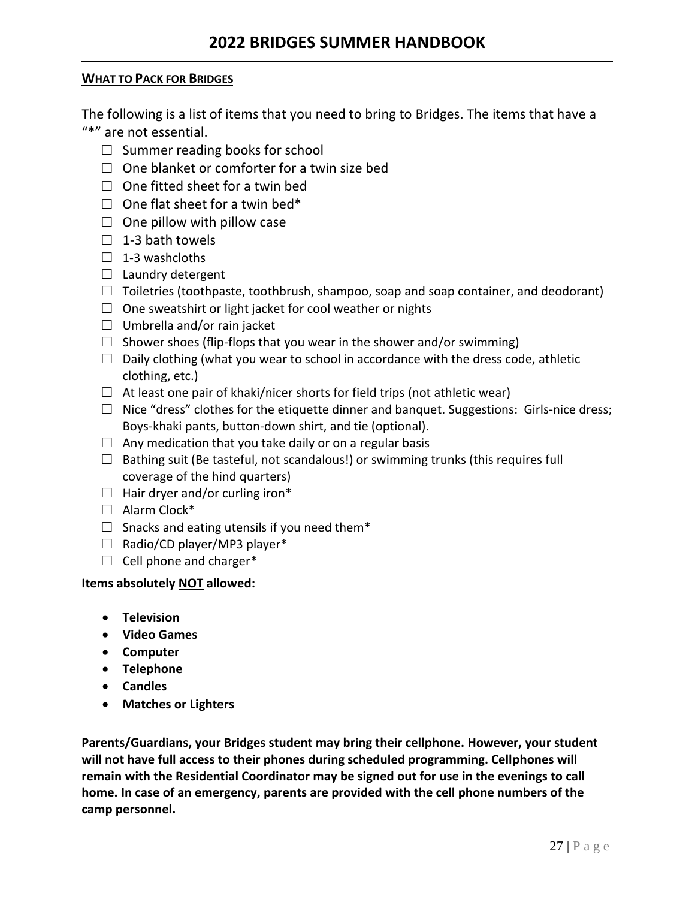**WHAT TO PACK FOR BRIDGES**

The following is a list of items that you need to bring to Bridges. The items that have a "*" are not essential.

- ☐ Summer reading books for school
- ☐ One blanket or comforter for a twin size bed
- ☐ One fitted sheet for a twin bed
- ☐ One flat sheet for a twin bed*
- ☐ One pillow with pillow case
- ☐ 1-3 bath towels
- ☐ 1-3 washcloths
- ☐ Laundry detergent
- ☐ Toiletries (toothpaste, toothbrush, shampoo, soap and soap container, and deodorant)
- ☐ One sweatshirt or light jacket for cool weather or nights
- ☐ Umbrella and/or rain jacket
- ☐ Shower shoes (flip-flops that you wear in the shower and/or swimming)
- ☐ Daily clothing (what you wear to school in accordance with the dress code, athletic clothing, etc.)
- ☐ At least one pair of khaki/nicer shorts for field trips (not athletic wear)
- ☐ Nice "dress" clothes for the etiquette dinner and banquet. Suggestions: Girls-nice dress; Boys-khaki pants, button-down shirt, and tie (optional).
- ☐ Any medication that you take daily or on a regular basis
- ☐ Bathing suit (Be tasteful, not scandalous!) or swimming trunks (this requires full coverage of the hind quarters)
- ☐ Hair dryer and/or curling iron*
- ☐ Alarm Clock*
- ☐ Snacks and eating utensils if you need them*
- ☐ Radio/CD player/MP3 player*
- ☐ Cell phone and charger*

**Items absolutely <u>NOT</u> allowed:**

- **Television**
- **Video Games**
- **Computer**
- **Telephone**
- **Candles**
- **Matches or Lighters**

**Parents/Guardians, your Bridges student may bring their cellphone. However, your student will not have full access to their phones during scheduled programming. Cellphones will remain with the Residential Coordinator may be signed out for use in the evenings to call home. In case of an emergency, parents are provided with the cell phone numbers of the camp personnel.**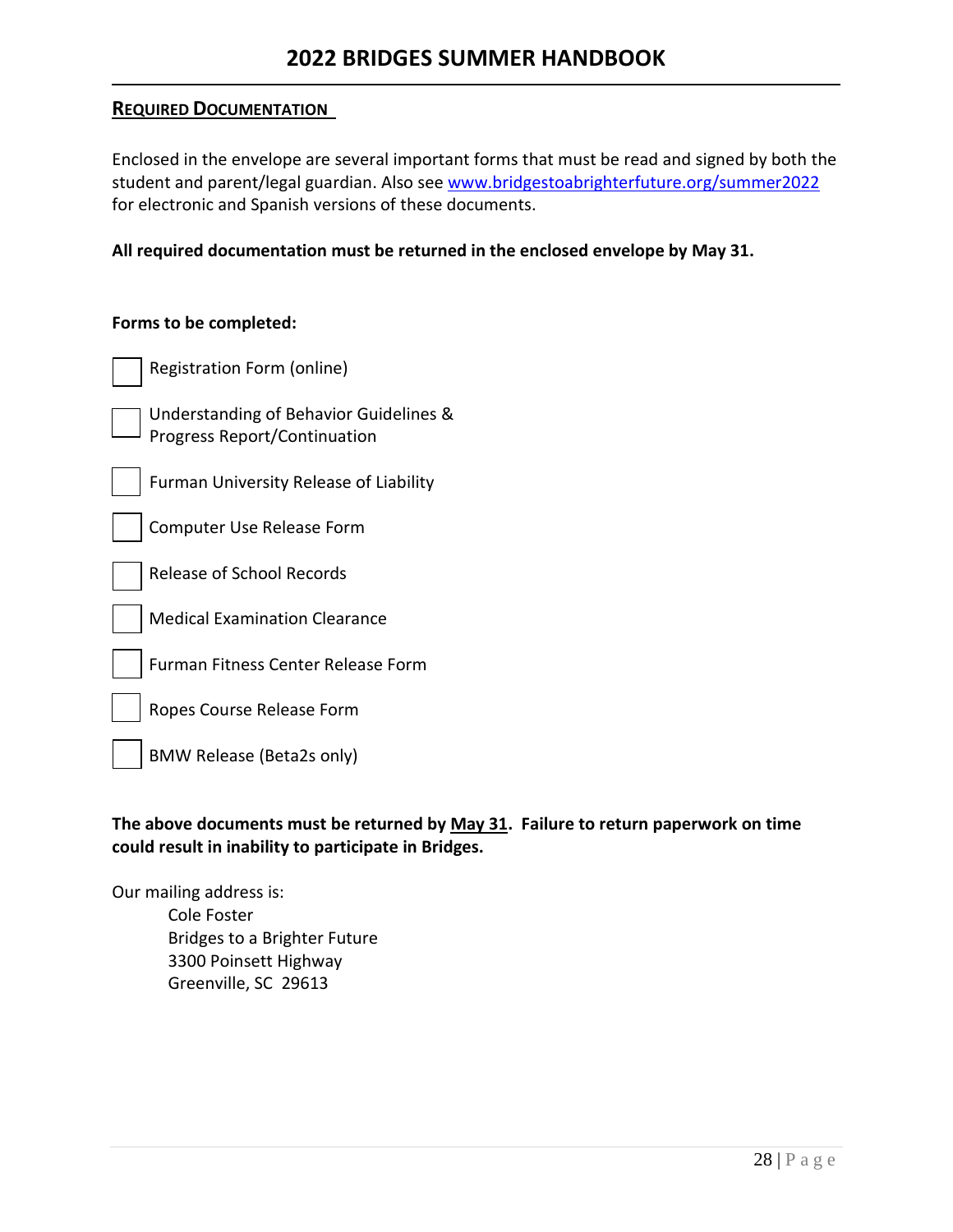## REQUIRED DOCUMENTATION

Enclosed in the envelope are several important forms that must be read and signed by both the student and parent/legal guardian. Also see [www.bridgestoabrighterfuture.org/summer2022](www.bridgestoabrighterfuture.org/summer2022) for electronic and Spanish versions of these documents.

**All required documentation must be returned in the enclosed envelope by May 31.**

**Forms to be completed:**

- [ ] Registration Form (online)
- [ ] Understanding of Behavior Guidelines & Progress Report/Continuation
- [ ] Furman University Release of Liability
- [ ] Computer Use Release Form
- [ ] Release of School Records
- [ ] Medical Examination Clearance
- [ ] Furman Fitness Center Release Form
- [ ] Ropes Course Release Form
- [ ] BMW Release (Beta2s only)

**The above documents must be returned by <u>May 31</u>. Failure to return paperwork on time could result in inability to participate in Bridges.**

Our mailing address is:

Cole Foster
Bridges to a Brighter Future
3300 Poinsett Highway
Greenville, SC 29613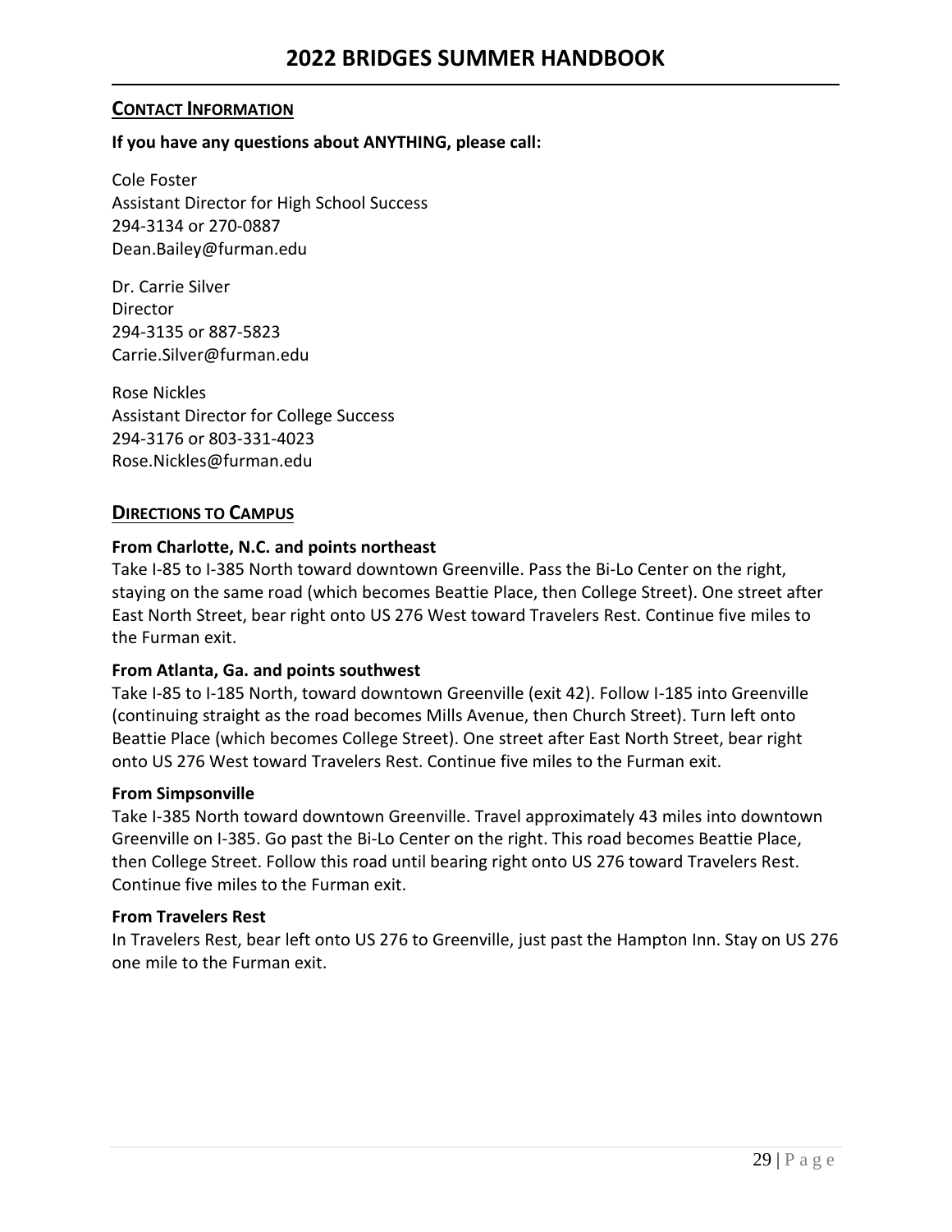## CONTACT INFORMATION

**If you have any questions about ANYTHING, please call:**

Cole Foster
Assistant Director for High School Success
294-3134 or 270-0887
Dean.Bailey@furman.edu

Dr. Carrie Silver
Director
294-3135 or 887-5823
Carrie.Silver@furman.edu

Rose Nickles
Assistant Director for College Success
294-3176 or 803-331-4023
Rose.Nickles@furman.edu

## DIRECTIONS TO CAMPUS

**From Charlotte, N.C. and points northeast**
Take I-85 to I-385 North toward downtown Greenville. Pass the Bi-Lo Center on the right, staying on the same road (which becomes Beattie Place, then College Street). One street after East North Street, bear right onto US 276 West toward Travelers Rest. Continue five miles to the Furman exit.

**From Atlanta, Ga. and points southwest**
Take I-85 to I-185 North, toward downtown Greenville (exit 42). Follow I-185 into Greenville (continuing straight as the road becomes Mills Avenue, then Church Street). Turn left onto Beattie Place (which becomes College Street). One street after East North Street, bear right onto US 276 West toward Travelers Rest. Continue five miles to the Furman exit.

**From Simpsonville**
Take I-385 North toward downtown Greenville. Travel approximately 43 miles into downtown Greenville on I-385. Go past the Bi-Lo Center on the right. This road becomes Beattie Place, then College Street. Follow this road until bearing right onto US 276 toward Travelers Rest. Continue five miles to the Furman exit.

**From Travelers Rest**
In Travelers Rest, bear left onto US 276 to Greenville, just past the Hampton Inn. Stay on US 276 one mile to the Furman exit.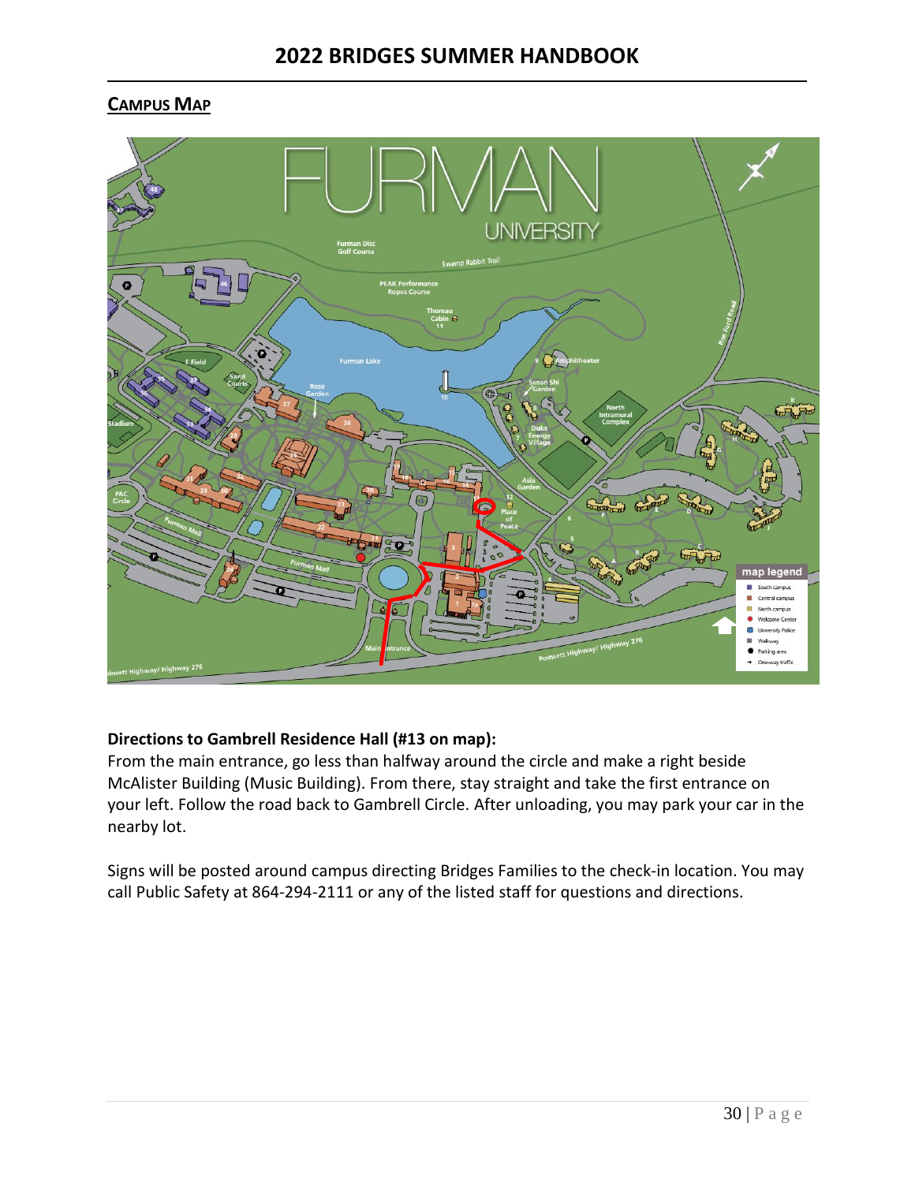## Campus Map

FURMAN UNIVERSITY

Furman Disc Golf Course

Swamp Rabbit Trail

PEAK Performance Ropes Course

Thoreau Cabin

Furman Lake

Amphitheater

Susan Shi Garden

North Intramural Complex

Duke Energy Village

Asia Garden

Place of Peace

E Field

Sand Courts

Rose Garden

Stadium

PAC Circle

Furman Mall

Furman Mall

Main Entrance

Poinsett Highway/ Highway 276

Poinsett Highway/ Highway 276

Roe Ford Road

map legend
- South campus
- Central campus
- North campus
- Welcome Center
- University Police
- Walkway
- Parking area
- One-way traffic

**Directions to Gambrell Residence Hall (#13 on map):**
From the main entrance, go less than halfway around the circle and make a right beside McAlister Building (Music Building). From there, stay straight and take the first entrance on your left. Follow the road back to Gambrell Circle. After unloading, you may park your car in the nearby lot.

Signs will be posted around campus directing Bridges Families to the check-in location. You may call Public Safety at 864-294-2111 or any of the listed staff for questions and directions.